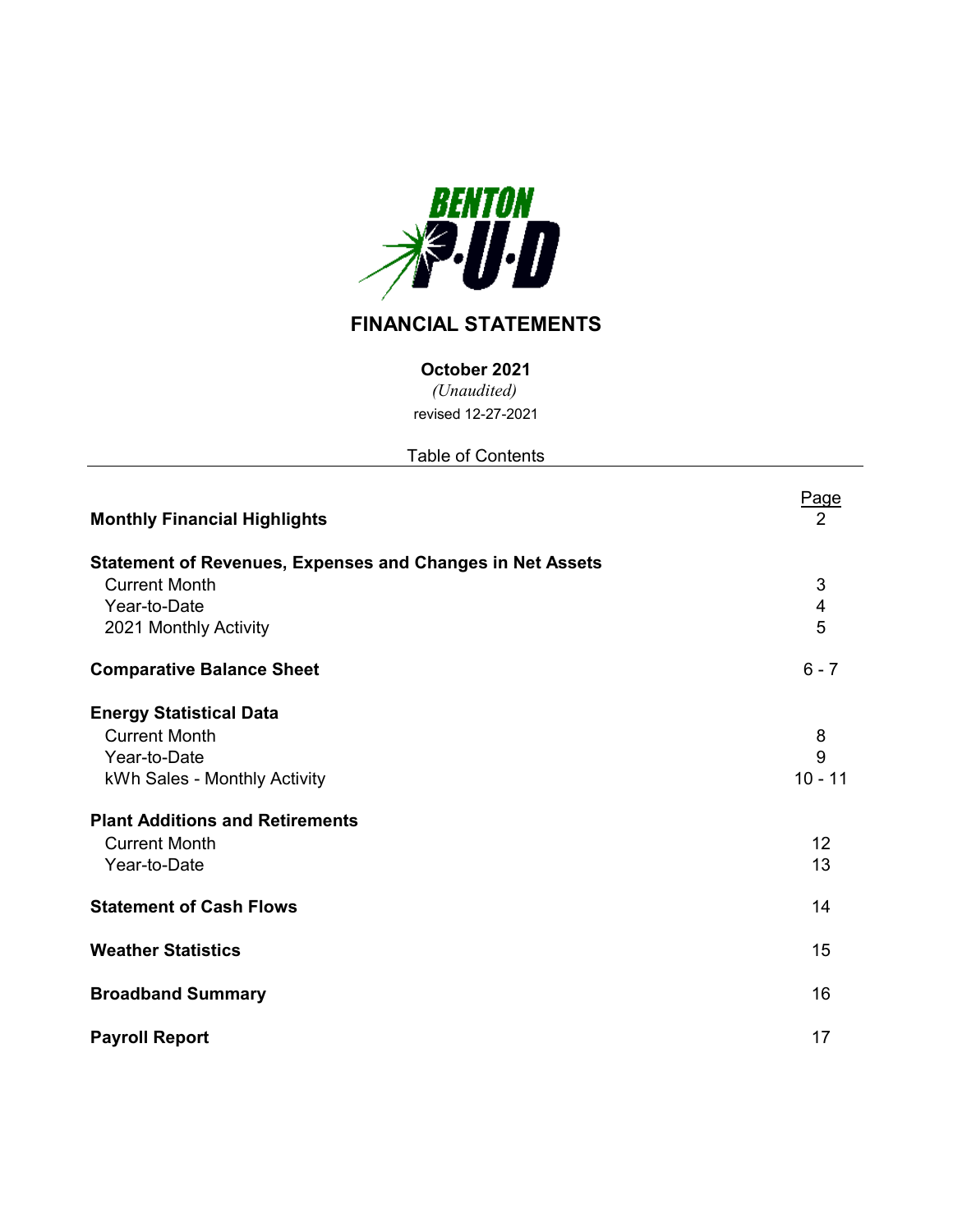BENTON P·U·D

# FINANCIAL STATEMENTS

**October 2021**

*(Unaudited)*

revised 12-27-2021

Table of Contents

| | Page |
|---|---|
| **Monthly Financial Highlights** | 2 |
| **Statement of Revenues, Expenses and Changes in Net Assets** | |
| Current Month | 3 |
| Year-to-Date | 4 |
| 2021 Monthly Activity | 5 |
| **Comparative Balance Sheet** | 6 - 7 |
| **Energy Statistical Data** | |
| Current Month | 8 |
| Year-to-Date | 9 |
| kWh Sales - Monthly Activity | 10 - 11 |
| **Plant Additions and Retirements** | |
| Current Month | 12 |
| Year-to-Date | 13 |
| **Statement of Cash Flows** | 14 |
| **Weather Statistics** | 15 |
| **Broadband Summary** | 16 |
| **Payroll Report** | 17 |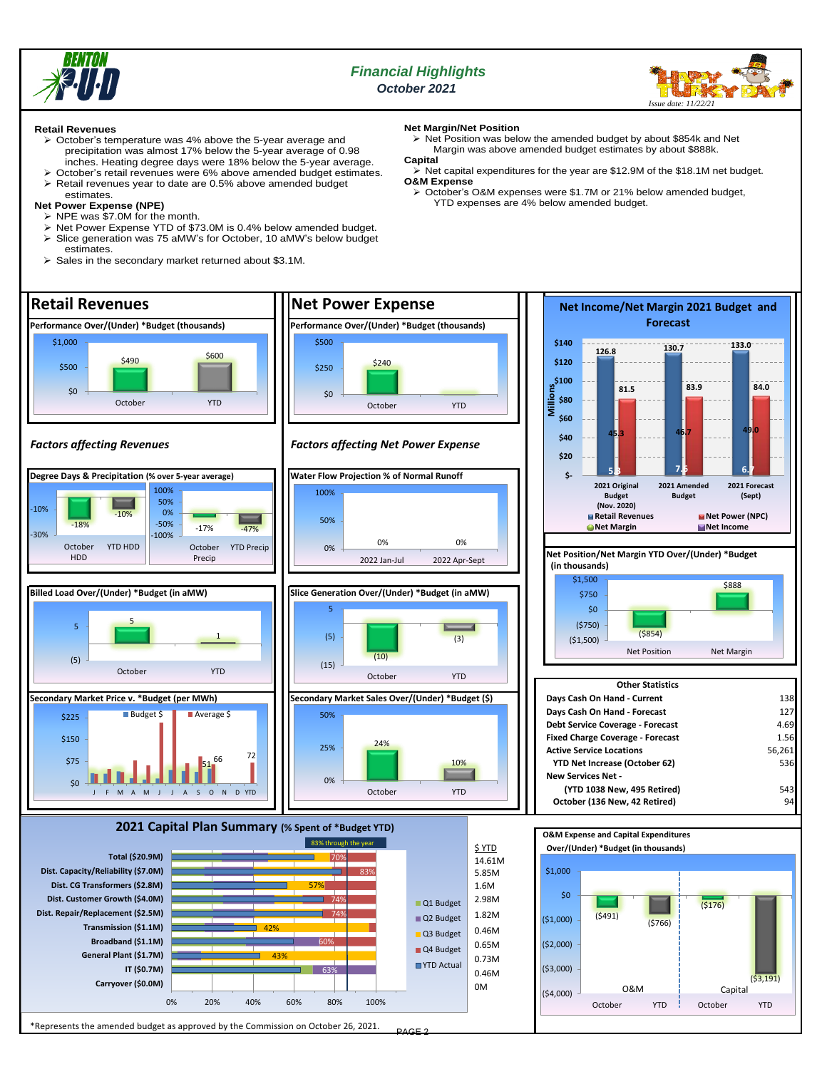# Financial Highlights
## October 2021

Issue date: 11/22/21

### Retail Revenues

- October's temperature was 4% above the 5-year average and precipitation was almost 17% below the 5-year average of 0.98 inches. Heating degree days were 18% below the 5-year average.
- October's retail revenues were 6% above amended budget estimates.
- Retail revenues year to date are 0.5% above amended budget estimates.

### Net Power Expense (NPE)

- NPE was $7.0M for the month.
- Net Power Expense YTD of $73.0M is 0.4% below amended budget.
- Slice generation was 75 aMW's for October, 10 aMW's below budget estimates.
- Sales in the secondary market returned about $3.1M.

### Net Margin/Net Position

- Net Position was below the amended budget by about $854k and Net Margin was above amended budget estimates by about $888k.

### Capital

- Net capital expenditures for the year are $12.9M of the $18.1M net budget.

### O&M Expense

- October's O&M expenses were $1.7M or 21% below amended budget, YTD expenses are 4% below amended budget.

## Retail Revenues

**Performance Over/(Under) *Budget (thousands)**

| | October | YTD |
|---|---|---|
| Over/(Under) | $490 | $600 |

### Factors affecting Revenues

**Degree Days & Precipitation (% over 5-year average)**

| October HDD | YTD HDD | October Precip | YTD Precip |
|---|---|---|---|
| -18% | -10% | -17% | -47% |

**Billed Load Over/(Under) *Budget (in aMW)**

| October | YTD |
|---|---|
| 5 | 1 |

**Secondary Market Price v. *Budget (per MWh)**

Legend: Budget $, Average $ (J F M A M J J A S O N D YTD); labeled values: 51, 66, 72

## Net Power Expense

**Performance Over/(Under) *Budget (thousands)**

| | October | YTD |
|---|---|---|
| Over/(Under) | $240 | |

### Factors affecting Net Power Expense

**Water Flow Projection % of Normal Runoff**

| 2022 Jan-Jul | 2022 Apr-Sept |
|---|---|
| 0% | 0% |

**Slice Generation Over/(Under) *Budget (in aMW)**

| October | YTD |
|---|---|
| (10) | (3) |

**Secondary Market Sales Over/(Under) *Budget ($)**

| October | YTD |
|---|---|
| 24% | 10% |

## Net Income/Net Margin 2021 Budget and Forecast

(Millions)

| | 2021 Original Budget (Nov. 2020) | 2021 Amended Budget | 2021 Forecast (Sept) |
|---|---|---|---|
| Retail Revenues | 126.8 | 130.7 | 133.0 |
| Net Power (NPC) | 81.5 | 83.9 | 84.0 |
| Net Margin | 45.3 | 46.7 | 49.0 |
| Net Income | 5.3 | 7.5 | 6.7 |

**Net Position/Net Margin YTD Over/(Under) *Budget (in thousands)**

| Net Position | Net Margin |
|---|---|
| ($854) | $888 |

### Other Statistics

| | |
|---|---|
| Days Cash On Hand - Current | 138 |
| Days Cash On Hand - Forecast | 127 |
| Debt Service Coverage - Forecast | 4.69 |
| Fixed Charge Coverage - Forecast | 1.56 |
| Active Service Locations | 56,261 |
| YTD Net Increase (October 62) | 536 |
| New Services Net - | |
| (YTD 1038 New, 495 Retired) | 543 |
| October (136 New, 42 Retired) | 94 |

## 2021 Capital Plan Summary (% Spent of *Budget YTD)

83% through the year

| | % Spent | $ YTD |
|---|---|---|
| Total ($20.9M) | 70% | 14.61M |
| Dist. Capacity/Reliability ($7.0M) | 83% | 5.85M |
| Dist. CG Transformers ($2.8M) | 57% | 1.6M |
| Dist. Customer Growth ($4.0M) | 74% | 2.98M |
| Dist. Repair/Replacement ($2.5M) | 74% | 1.82M |
| Transmission ($1.1M) | 42% | 0.46M |
| Broadband ($1.1M) | 60% | 0.65M |
| General Plant ($1.7M) | 43% | 0.73M |
| IT ($0.7M) | 63% | 0.46M |
| Carryover ($0.0M) | | 0M |

Legend: Q1 Budget, Q2 Budget, Q3 Budget, Q4 Budget, YTD Actual

## O&M Expense and Capital Expenditures Over/(Under) *Budget (in thousands)

| | October | YTD |
|---|---|---|
| O&M | ($491) | ($766) |
| Capital | ($176) | ($3,191) |

*Represents the amended budget as approved by the Commission on October 26, 2021.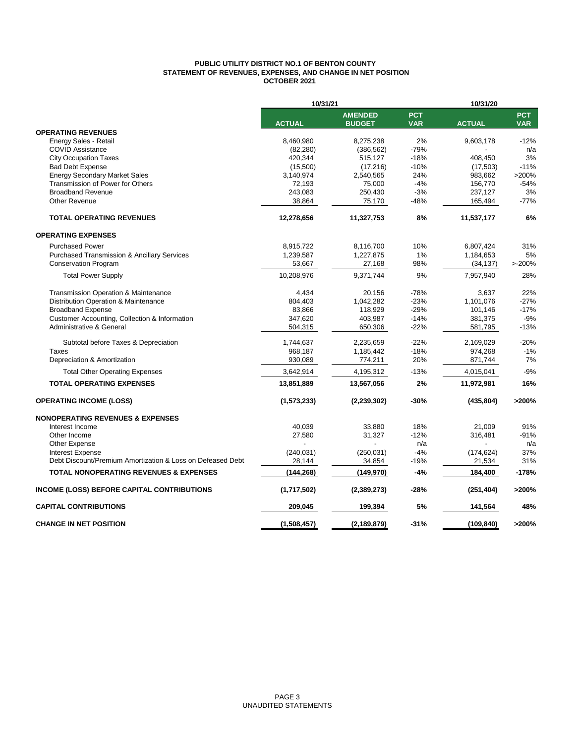**PUBLIC UTILITY DISTRICT NO.1 OF BENTON COUNTY**
**STATEMENT OF REVENUES, EXPENSES, AND CHANGE IN NET POSITION**
**OCTOBER 2021**

| | 10/31/21 | | | 10/31/20 | |
|---|---|---|---|---|---|
| | ACTUAL | AMENDED BUDGET | PCT VAR | ACTUAL | PCT VAR |
| **OPERATING REVENUES** | | | | | |
| Energy Sales - Retail | 8,460,980 | 8,275,238 | 2% | 9,603,178 | -12% |
| COVID Assistance | (82,280) | (386,562) | -79% | - | n/a |
| City Occupation Taxes | 420,344 | 515,127 | -18% | 408,450 | 3% |
| Bad Debt Expense | (15,500) | (17,216) | -10% | (17,503) | -11% |
| Energy Secondary Market Sales | 3,140,974 | 2,540,565 | 24% | 983,662 | >200% |
| Transmission of Power for Others | 72,193 | 75,000 | -4% | 156,770 | -54% |
| Broadband Revenue | 243,083 | 250,430 | -3% | 237,127 | 3% |
| Other Revenue | 38,864 | 75,170 | -48% | 165,494 | -77% |
| **TOTAL OPERATING REVENUES** | **12,278,656** | **11,327,753** | **8%** | **11,537,177** | **6%** |
| **OPERATING EXPENSES** | | | | | |
| Purchased Power | 8,915,722 | 8,116,700 | 10% | 6,807,424 | 31% |
| Purchased Transmission & Ancillary Services | 1,239,587 | 1,227,875 | 1% | 1,184,653 | 5% |
| Conservation Program | 53,667 | 27,168 | 98% | (34,137) | >-200% |
| Total Power Supply | 10,208,976 | 9,371,744 | 9% | 7,957,940 | 28% |
| Transmission Operation & Maintenance | 4,434 | 20,156 | -78% | 3,637 | 22% |
| Distribution Operation & Maintenance | 804,403 | 1,042,282 | -23% | 1,101,076 | -27% |
| Broadband Expense | 83,866 | 118,929 | -29% | 101,146 | -17% |
| Customer Accounting, Collection & Information | 347,620 | 403,987 | -14% | 381,375 | -9% |
| Administrative & General | 504,315 | 650,306 | -22% | 581,795 | -13% |
| Subtotal before Taxes & Depreciation | 1,744,637 | 2,235,659 | -22% | 2,169,029 | -20% |
| Taxes | 968,187 | 1,185,442 | -18% | 974,268 | -1% |
| Depreciation & Amortization | 930,089 | 774,211 | 20% | 871,744 | 7% |
| Total Other Operating Expenses | 3,642,914 | 4,195,312 | -13% | 4,015,041 | -9% |
| **TOTAL OPERATING EXPENSES** | **13,851,889** | **13,567,056** | **2%** | **11,972,981** | **16%** |
| **OPERATING INCOME (LOSS)** | **(1,573,233)** | **(2,239,302)** | **-30%** | **(435,804)** | **>200%** |
| **NONOPERATING REVENUES & EXPENSES** | | | | | |
| Interest Income | 40,039 | 33,880 | 18% | 21,009 | 91% |
| Other Income | 27,580 | 31,327 | -12% | 316,481 | -91% |
| Other Expense | - | - | n/a | - | n/a |
| Interest Expense | (240,031) | (250,031) | -4% | (174,624) | 37% |
| Debt Discount/Premium Amortization & Loss on Defeased Debt | 28,144 | 34,854 | -19% | 21,534 | 31% |
| **TOTAL NONOPERATING REVENUES & EXPENSES** | **(144,268)** | **(149,970)** | **-4%** | **184,400** | **-178%** |
| **INCOME (LOSS) BEFORE CAPITAL CONTRIBUTIONS** | **(1,717,502)** | **(2,389,273)** | **-28%** | **(251,404)** | **>200%** |
| **CAPITAL CONTRIBUTIONS** | **209,045** | **199,394** | **5%** | **141,564** | **48%** |
| **CHANGE IN NET POSITION** | **(1,508,457)** | **(2,189,879)** | **-31%** | **(109,840)** | **>200%** |

UNAUDITED STATEMENTS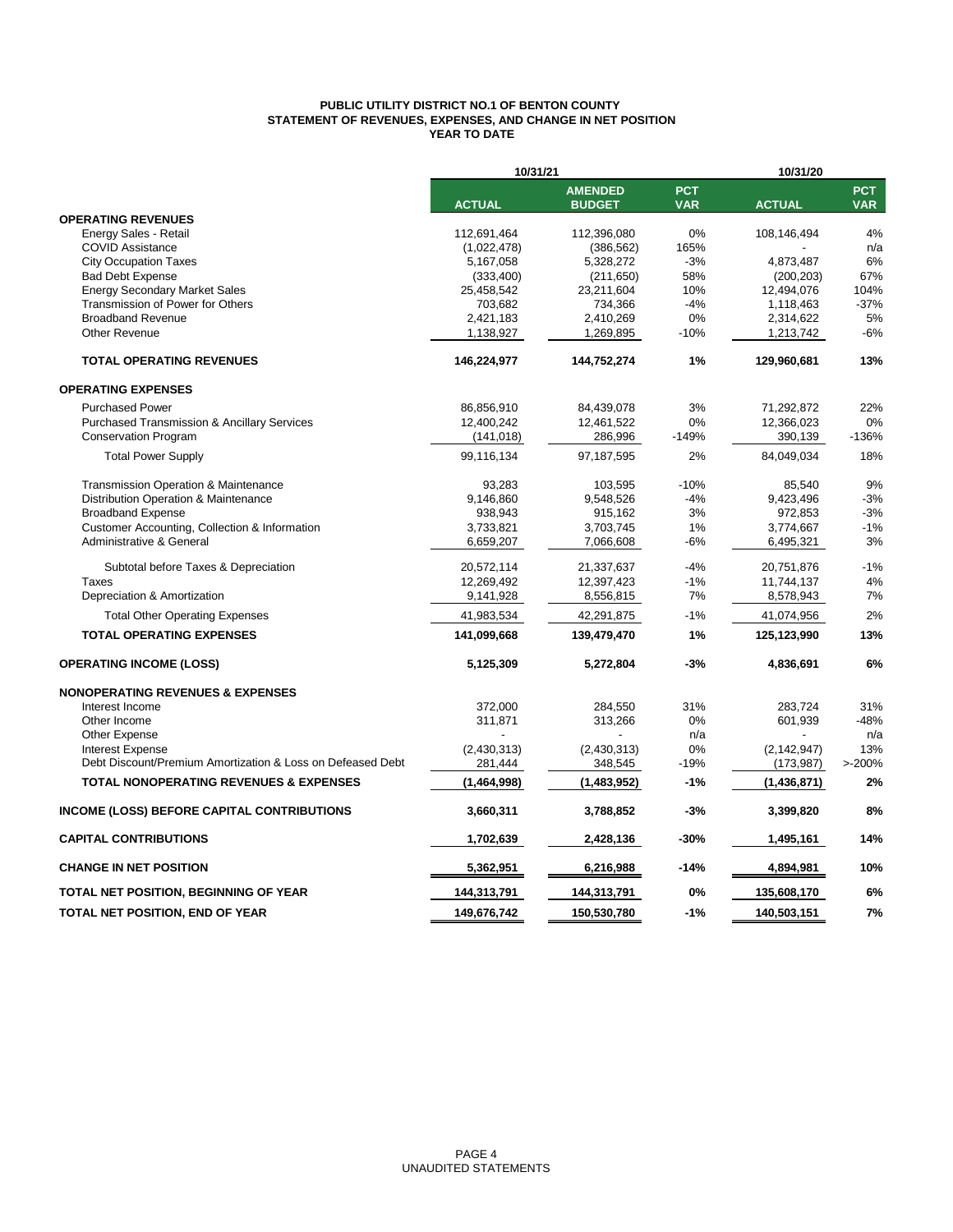# PUBLIC UTILITY DISTRICT NO.1 OF BENTON COUNTY
## STATEMENT OF REVENUES, EXPENSES, AND CHANGE IN NET POSITION
### YEAR TO DATE

| | 10/31/21 | | | 10/31/20 | |
|---|---|---|---|---|---|
| | **ACTUAL** | **AMENDED BUDGET** | **PCT VAR** | **ACTUAL** | **PCT VAR** |
| **OPERATING REVENUES** | | | | | |
| Energy Sales - Retail | 112,691,464 | 112,396,080 | 0% | 108,146,494 | 4% |
| COVID Assistance | (1,022,478) | (386,562) | 165% | - | n/a |
| City Occupation Taxes | 5,167,058 | 5,328,272 | -3% | 4,873,487 | 6% |
| Bad Debt Expense | (333,400) | (211,650) | 58% | (200,203) | 67% |
| Energy Secondary Market Sales | 25,458,542 | 23,211,604 | 10% | 12,494,076 | 104% |
| Transmission of Power for Others | 703,682 | 734,366 | -4% | 1,118,463 | -37% |
| Broadband Revenue | 2,421,183 | 2,410,269 | 0% | 2,314,622 | 5% |
| Other Revenue | 1,138,927 | 1,269,895 | -10% | 1,213,742 | -6% |
| **TOTAL OPERATING REVENUES** | **146,224,977** | **144,752,274** | **1%** | **129,960,681** | **13%** |
| **OPERATING EXPENSES** | | | | | |
| Purchased Power | 86,856,910 | 84,439,078 | 3% | 71,292,872 | 22% |
| Purchased Transmission & Ancillary Services | 12,400,242 | 12,461,522 | 0% | 12,366,023 | 0% |
| Conservation Program | (141,018) | 286,996 | -149% | 390,139 | -136% |
| Total Power Supply | 99,116,134 | 97,187,595 | 2% | 84,049,034 | 18% |
| Transmission Operation & Maintenance | 93,283 | 103,595 | -10% | 85,540 | 9% |
| Distribution Operation & Maintenance | 9,146,860 | 9,548,526 | -4% | 9,423,496 | -3% |
| Broadband Expense | 938,943 | 915,162 | 3% | 972,853 | -3% |
| Customer Accounting, Collection & Information | 3,733,821 | 3,703,745 | 1% | 3,774,667 | -1% |
| Administrative & General | 6,659,207 | 7,066,608 | -6% | 6,495,321 | 3% |
| Subtotal before Taxes & Depreciation | 20,572,114 | 21,337,637 | -4% | 20,751,876 | -1% |
| Taxes | 12,269,492 | 12,397,423 | -1% | 11,744,137 | 4% |
| Depreciation & Amortization | 9,141,928 | 8,556,815 | 7% | 8,578,943 | 7% |
| Total Other Operating Expenses | 41,983,534 | 42,291,875 | -1% | 41,074,956 | 2% |
| **TOTAL OPERATING EXPENSES** | **141,099,668** | **139,479,470** | **1%** | **125,123,990** | **13%** |
| **OPERATING INCOME (LOSS)** | **5,125,309** | **5,272,804** | **-3%** | **4,836,691** | **6%** |
| **NONOPERATING REVENUES & EXPENSES** | | | | | |
| Interest Income | 372,000 | 284,550 | 31% | 283,724 | 31% |
| Other Income | 311,871 | 313,266 | 0% | 601,939 | -48% |
| Other Expense | - | - | n/a | - | n/a |
| Interest Expense | (2,430,313) | (2,430,313) | 0% | (2,142,947) | 13% |
| Debt Discount/Premium Amortization & Loss on Defeased Debt | 281,444 | 348,545 | -19% | (173,987) | >-200% |
| **TOTAL NONOPERATING REVENUES & EXPENSES** | **(1,464,998)** | **(1,483,952)** | **-1%** | **(1,436,871)** | **2%** |
| **INCOME (LOSS) BEFORE CAPITAL CONTRIBUTIONS** | **3,660,311** | **3,788,852** | **-3%** | **3,399,820** | **8%** |
| **CAPITAL CONTRIBUTIONS** | **1,702,639** | **2,428,136** | **-30%** | **1,495,161** | **14%** |
| **CHANGE IN NET POSITION** | **5,362,951** | **6,216,988** | **-14%** | **4,894,981** | **10%** |
| **TOTAL NET POSITION, BEGINNING OF YEAR** | **144,313,791** | **144,313,791** | **0%** | **135,608,170** | **6%** |
| **TOTAL NET POSITION, END OF YEAR** | **149,676,742** | **150,530,780** | **-1%** | **140,503,151** | **7%** |

UNAUDITED STATEMENTS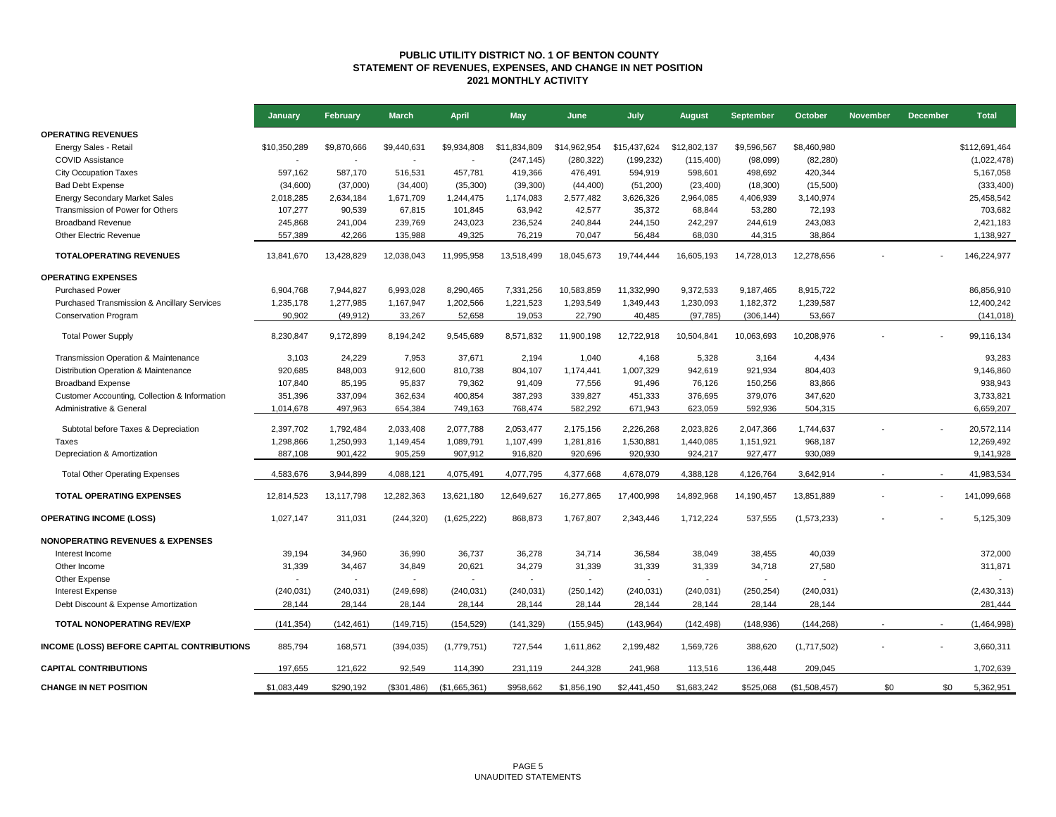# PUBLIC UTILITY DISTRICT NO. 1 OF BENTON COUNTY
## STATEMENT OF REVENUES, EXPENSES, AND CHANGE IN NET POSITION
### 2021 MONTHLY ACTIVITY

| | January | February | March | April | May | June | July | August | September | October | November | December | Total |
|---|---|---|---|---|---|---|---|---|---|---|---|---|---|
| **OPERATING REVENUES** | | | | | | | | | | | | | |
| Energy Sales - Retail | $10,350,289 | $9,870,666 | $9,440,631 | $9,934,808 | $11,834,809 | $14,962,954 | $15,437,624 | $12,802,137 | $9,596,567 | $8,460,980 | | | $112,691,464 |
| COVID Assistance | - | - | - | - | (247,145) | (280,322) | (199,232) | (115,400) | (98,099) | (82,280) | | | (1,022,478) |
| City Occupation Taxes | 597,162 | 587,170 | 516,531 | 457,781 | 419,366 | 476,491 | 594,919 | 598,601 | 498,692 | 420,344 | | | 5,167,058 |
| Bad Debt Expense | (34,600) | (37,000) | (34,400) | (35,300) | (39,300) | (44,400) | (51,200) | (23,400) | (18,300) | (15,500) | | | (333,400) |
| Energy Secondary Market Sales | 2,018,285 | 2,634,184 | 1,671,709 | 1,244,475 | 1,174,083 | 2,577,482 | 3,626,326 | 2,964,085 | 4,406,939 | 3,140,974 | | | 25,458,542 |
| Transmission of Power for Others | 107,277 | 90,539 | 67,815 | 101,845 | 63,942 | 42,577 | 35,372 | 68,844 | 53,280 | 72,193 | | | 703,682 |
| Broadband Revenue | 245,868 | 241,004 | 239,769 | 243,023 | 236,524 | 240,844 | 244,150 | 242,297 | 244,619 | 243,083 | | | 2,421,183 |
| Other Electric Revenue | 557,389 | 42,266 | 135,988 | 49,325 | 76,219 | 70,047 | 56,484 | 68,030 | 44,315 | 38,864 | | | 1,138,927 |
| **TOTALOPERATING REVENUES** | 13,841,670 | 13,428,829 | 12,038,043 | 11,995,958 | 13,518,499 | 18,045,673 | 19,744,444 | 16,605,193 | 14,728,013 | 12,278,656 | - | - | 146,224,977 |
| **OPERATING EXPENSES** | | | | | | | | | | | | | |
| Purchased Power | 6,904,768 | 7,944,827 | 6,993,028 | 8,290,465 | 7,331,256 | 10,583,859 | 11,332,990 | 9,372,533 | 9,187,465 | 8,915,722 | | | 86,856,910 |
| Purchased Transmission & Ancillary Services | 1,235,178 | 1,277,985 | 1,167,947 | 1,202,566 | 1,221,523 | 1,293,549 | 1,349,443 | 1,230,093 | 1,182,372 | 1,239,587 | | | 12,400,242 |
| Conservation Program | 90,902 | (49,912) | 33,267 | 52,658 | 19,053 | 22,790 | 40,485 | (97,785) | (306,144) | 53,667 | | | (141,018) |
| Total Power Supply | 8,230,847 | 9,172,899 | 8,194,242 | 9,545,689 | 8,571,832 | 11,900,198 | 12,722,918 | 10,504,841 | 10,063,693 | 10,208,976 | - | - | 99,116,134 |
| Transmission Operation & Maintenance | 3,103 | 24,229 | 7,953 | 37,671 | 2,194 | 1,040 | 4,168 | 5,328 | 3,164 | 4,434 | | | 93,283 |
| Distribution Operation & Maintenance | 920,685 | 848,003 | 912,600 | 810,738 | 804,107 | 1,174,441 | 1,007,329 | 942,619 | 921,934 | 804,403 | | | 9,146,860 |
| Broadband Expense | 107,840 | 85,195 | 95,837 | 79,362 | 91,409 | 77,556 | 91,496 | 76,126 | 150,256 | 83,866 | | | 938,943 |
| Customer Accounting, Collection & Information | 351,396 | 337,094 | 362,634 | 400,854 | 387,293 | 339,827 | 451,333 | 376,695 | 379,076 | 347,620 | | | 3,733,821 |
| Administrative & General | 1,014,678 | 497,963 | 654,384 | 749,163 | 768,474 | 582,292 | 671,943 | 623,059 | 592,936 | 504,315 | | | 6,659,207 |
| Subtotal before Taxes & Depreciation | 2,397,702 | 1,792,484 | 2,033,408 | 2,077,788 | 2,053,477 | 2,175,156 | 2,226,268 | 2,023,826 | 2,047,366 | 1,744,637 | - | - | 20,572,114 |
| Taxes | 1,298,866 | 1,250,993 | 1,149,454 | 1,089,791 | 1,107,499 | 1,281,816 | 1,530,881 | 1,440,085 | 1,151,921 | 968,187 | | | 12,269,492 |
| Depreciation & Amortization | 887,108 | 901,422 | 905,259 | 907,912 | 916,820 | 920,696 | 920,930 | 924,217 | 927,477 | 930,089 | | | 9,141,928 |
| Total Other Operating Expenses | 4,583,676 | 3,944,899 | 4,088,121 | 4,075,491 | 4,077,795 | 4,377,668 | 4,678,079 | 4,388,128 | 4,126,764 | 3,642,914 | - | - | 41,983,534 |
| **TOTAL OPERATING EXPENSES** | 12,814,523 | 13,117,798 | 12,282,363 | 13,621,180 | 12,649,627 | 16,277,865 | 17,400,998 | 14,892,968 | 14,190,457 | 13,851,889 | - | - | 141,099,668 |
| **OPERATING INCOME (LOSS)** | 1,027,147 | 311,031 | (244,320) | (1,625,222) | 868,873 | 1,767,807 | 2,343,446 | 1,712,224 | 537,555 | (1,573,233) | - | - | 5,125,309 |
| **NONOPERATING REVENUES & EXPENSES** | | | | | | | | | | | | | |
| Interest Income | 39,194 | 34,960 | 36,990 | 36,737 | 36,278 | 34,714 | 36,584 | 38,049 | 38,455 | 40,039 | | | 372,000 |
| Other Income | 31,339 | 34,467 | 34,849 | 20,621 | 34,279 | 31,339 | 31,339 | 31,339 | 34,718 | 27,580 | | | 311,871 |
| Other Expense | - | - | - | - | - | - | - | - | - | - | | | - |
| Interest Expense | (240,031) | (240,031) | (249,698) | (240,031) | (240,031) | (250,142) | (240,031) | (240,031) | (250,254) | (240,031) | | | (2,430,313) |
| Debt Discount & Expense Amortization | 28,144 | 28,144 | 28,144 | 28,144 | 28,144 | 28,144 | 28,144 | 28,144 | 28,144 | 28,144 | | | 281,444 |
| **TOTAL NONOPERATING REV/EXP** | (141,354) | (142,461) | (149,715) | (154,529) | (141,329) | (155,945) | (143,964) | (142,498) | (148,936) | (144,268) | - | - | (1,464,998) |
| **INCOME (LOSS) BEFORE CAPITAL CONTRIBUTIONS** | 885,794 | 168,571 | (394,035) | (1,779,751) | 727,544 | 1,611,862 | 2,199,482 | 1,569,726 | 388,620 | (1,717,502) | - | - | 3,660,311 |
| **CAPITAL CONTRIBUTIONS** | 197,655 | 121,622 | 92,549 | 114,390 | 231,119 | 244,328 | 241,968 | 113,516 | 136,448 | 209,045 | | | 1,702,639 |
| **CHANGE IN NET POSITION** | $1,083,449 | $290,192 | ($301,486) | ($1,665,361) | $958,662 | $1,856,190 | $2,441,450 | $1,683,242 | $525,068 | ($1,508,457) | $0 | $0 | 5,362,951 |

UNAUDITED STATEMENTS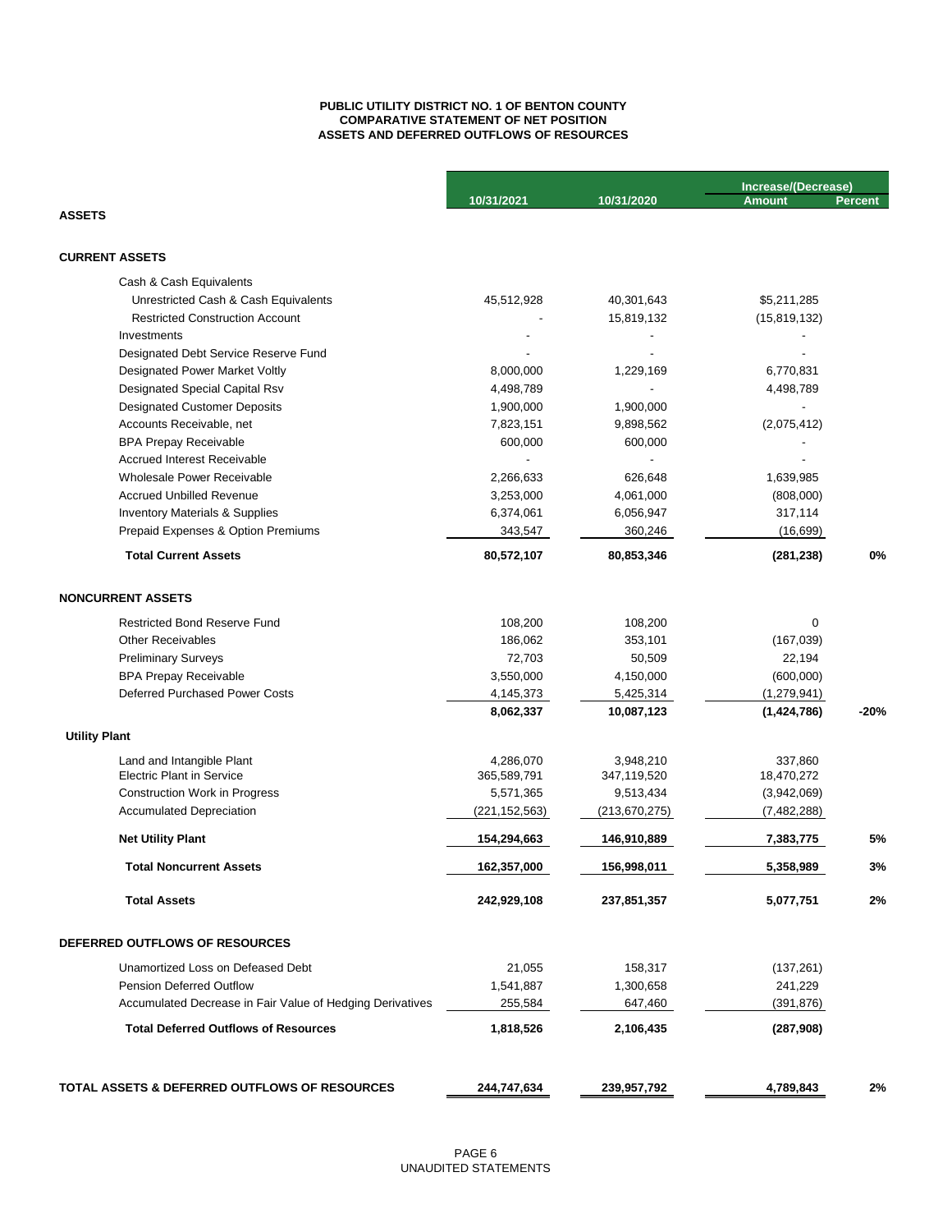**PUBLIC UTILITY DISTRICT NO. 1 OF BENTON COUNTY**
**COMPARATIVE STATEMENT OF NET POSITION**
**ASSETS AND DEFERRED OUTFLOWS OF RESOURCES**

| | 10/31/2021 | 10/31/2020 | Increase/(Decrease) Amount | Percent |
|---|---|---|---|---|
| **ASSETS** | | | | |
| **CURRENT ASSETS** | | | | |
| Cash & Cash Equivalents | | | | |
| Unrestricted Cash & Cash Equivalents | 45,512,928 | 40,301,643 | $5,211,285 | |
| Restricted Construction Account | - | 15,819,132 | (15,819,132) | |
| Investments | - | - | - | |
| Designated Debt Service Reserve Fund | - | - | - | |
| Designated Power Market Voltly | 8,000,000 | 1,229,169 | 6,770,831 | |
| Designated Special Capital Rsv | 4,498,789 | - | 4,498,789 | |
| Designated Customer Deposits | 1,900,000 | 1,900,000 | - | |
| Accounts Receivable, net | 7,823,151 | 9,898,562 | (2,075,412) | |
| BPA Prepay Receivable | 600,000 | 600,000 | - | |
| Accrued Interest Receivable | - | - | - | |
| Wholesale Power Receivable | 2,266,633 | 626,648 | 1,639,985 | |
| Accrued Unbilled Revenue | 3,253,000 | 4,061,000 | (808,000) | |
| Inventory Materials & Supplies | 6,374,061 | 6,056,947 | 317,114 | |
| Prepaid Expenses & Option Premiums | 343,547 | 360,246 | (16,699) | |
| **Total Current Assets** | **80,572,107** | **80,853,346** | **(281,238)** | **0%** |
| **NONCURRENT ASSETS** | | | | |
| Restricted Bond Reserve Fund | 108,200 | 108,200 | 0 | |
| Other Receivables | 186,062 | 353,101 | (167,039) | |
| Preliminary Surveys | 72,703 | 50,509 | 22,194 | |
| BPA Prepay Receivable | 3,550,000 | 4,150,000 | (600,000) | |
| Deferred Purchased Power Costs | 4,145,373 | 5,425,314 | (1,279,941) | |
| | **8,062,337** | **10,087,123** | **(1,424,786)** | **-20%** |
| **Utility Plant** | | | | |
| Land and Intangible Plant | 4,286,070 | 3,948,210 | 337,860 | |
| Electric Plant in Service | 365,589,791 | 347,119,520 | 18,470,272 | |
| Construction Work in Progress | 5,571,365 | 9,513,434 | (3,942,069) | |
| Accumulated Depreciation | (221,152,563) | (213,670,275) | (7,482,288) | |
| **Net Utility Plant** | **154,294,663** | **146,910,889** | **7,383,775** | **5%** |
| **Total Noncurrent Assets** | **162,357,000** | **156,998,011** | **5,358,989** | **3%** |
| **Total Assets** | **242,929,108** | **237,851,357** | **5,077,751** | **2%** |
| **DEFERRED OUTFLOWS OF RESOURCES** | | | | |
| Unamortized Loss on Defeased Debt | 21,055 | 158,317 | (137,261) | |
| Pension Deferred Outflow | 1,541,887 | 1,300,658 | 241,229 | |
| Accumulated Decrease in Fair Value of Hedging Derivatives | 255,584 | 647,460 | (391,876) | |
| **Total Deferred Outflows of Resources** | **1,818,526** | **2,106,435** | **(287,908)** | |
| **TOTAL ASSETS & DEFERRED OUTFLOWS OF RESOURCES** | **244,747,634** | **239,957,792** | **4,789,843** | **2%** |

UNAUDITED STATEMENTS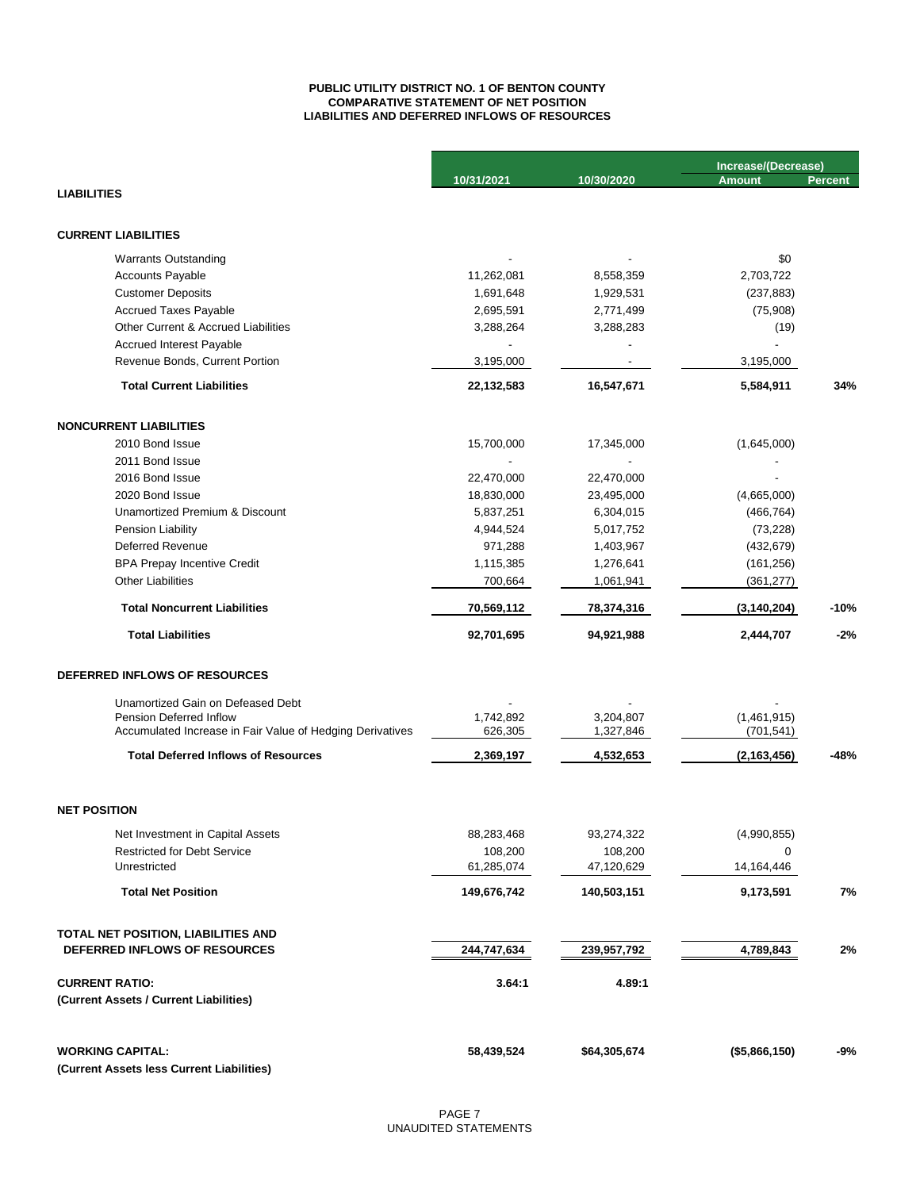**PUBLIC UTILITY DISTRICT NO. 1 OF BENTON COUNTY**
**COMPARATIVE STATEMENT OF NET POSITION**
**LIABILITIES AND DEFERRED INFLOWS OF RESOURCES**

| | 10/31/2021 | 10/30/2020 | Increase/(Decrease) Amount | Percent |
|---|---|---|---|---|
| **LIABILITIES** | | | | |
| **CURRENT LIABILITIES** | | | | |
| Warrants Outstanding | - | - | $0 | |
| Accounts Payable | 11,262,081 | 8,558,359 | 2,703,722 | |
| Customer Deposits | 1,691,648 | 1,929,531 | (237,883) | |
| Accrued Taxes Payable | 2,695,591 | 2,771,499 | (75,908) | |
| Other Current & Accrued Liabilities | 3,288,264 | 3,288,283 | (19) | |
| Accrued Interest Payable | - | - | - | |
| Revenue Bonds, Current Portion | 3,195,000 | - | 3,195,000 | |
| **Total Current Liabilities** | **22,132,583** | **16,547,671** | **5,584,911** | **34%** |
| **NONCURRENT LIABILITIES** | | | | |
| 2010 Bond Issue | 15,700,000 | 17,345,000 | (1,645,000) | |
| 2011 Bond Issue | - | - | - | |
| 2016 Bond Issue | 22,470,000 | 22,470,000 | - | |
| 2020 Bond Issue | 18,830,000 | 23,495,000 | (4,665,000) | |
| Unamortized Premium & Discount | 5,837,251 | 6,304,015 | (466,764) | |
| Pension Liability | 4,944,524 | 5,017,752 | (73,228) | |
| Deferred Revenue | 971,288 | 1,403,967 | (432,679) | |
| BPA Prepay Incentive Credit | 1,115,385 | 1,276,641 | (161,256) | |
| Other Liabilities | 700,664 | 1,061,941 | (361,277) | |
| **Total Noncurrent Liabilities** | **70,569,112** | **78,374,316** | **(3,140,204)** | **-10%** |
| **Total Liabilities** | **92,701,695** | **94,921,988** | **2,444,707** | **-2%** |
| **DEFERRED INFLOWS OF RESOURCES** | | | | |
| Unamortized Gain on Defeased Debt | - | - | - | |
| Pension Deferred Inflow | 1,742,892 | 3,204,807 | (1,461,915) | |
| Accumulated Increase in Fair Value of Hedging Derivatives | 626,305 | 1,327,846 | (701,541) | |
| **Total Deferred Inflows of Resources** | **2,369,197** | **4,532,653** | **(2,163,456)** | **-48%** |
| **NET POSITION** | | | | |
| Net Investment in Capital Assets | 88,283,468 | 93,274,322 | (4,990,855) | |
| Restricted for Debt Service | 108,200 | 108,200 | 0 | |
| Unrestricted | 61,285,074 | 47,120,629 | 14,164,446 | |
| **Total Net Position** | **149,676,742** | **140,503,151** | **9,173,591** | **7%** |
| **TOTAL NET POSITION, LIABILITIES AND DEFERRED INFLOWS OF RESOURCES** | **244,747,634** | **239,957,792** | **4,789,843** | **2%** |
| **CURRENT RATIO:** **(Current Assets / Current Liabilities)** | **3.64:1** | **4.89:1** | | |
| **WORKING CAPITAL:** **(Current Assets less Current Liabilities)** | **58,439,524** | **$64,305,674** | **($5,866,150)** | **-9%** |

UNAUDITED STATEMENTS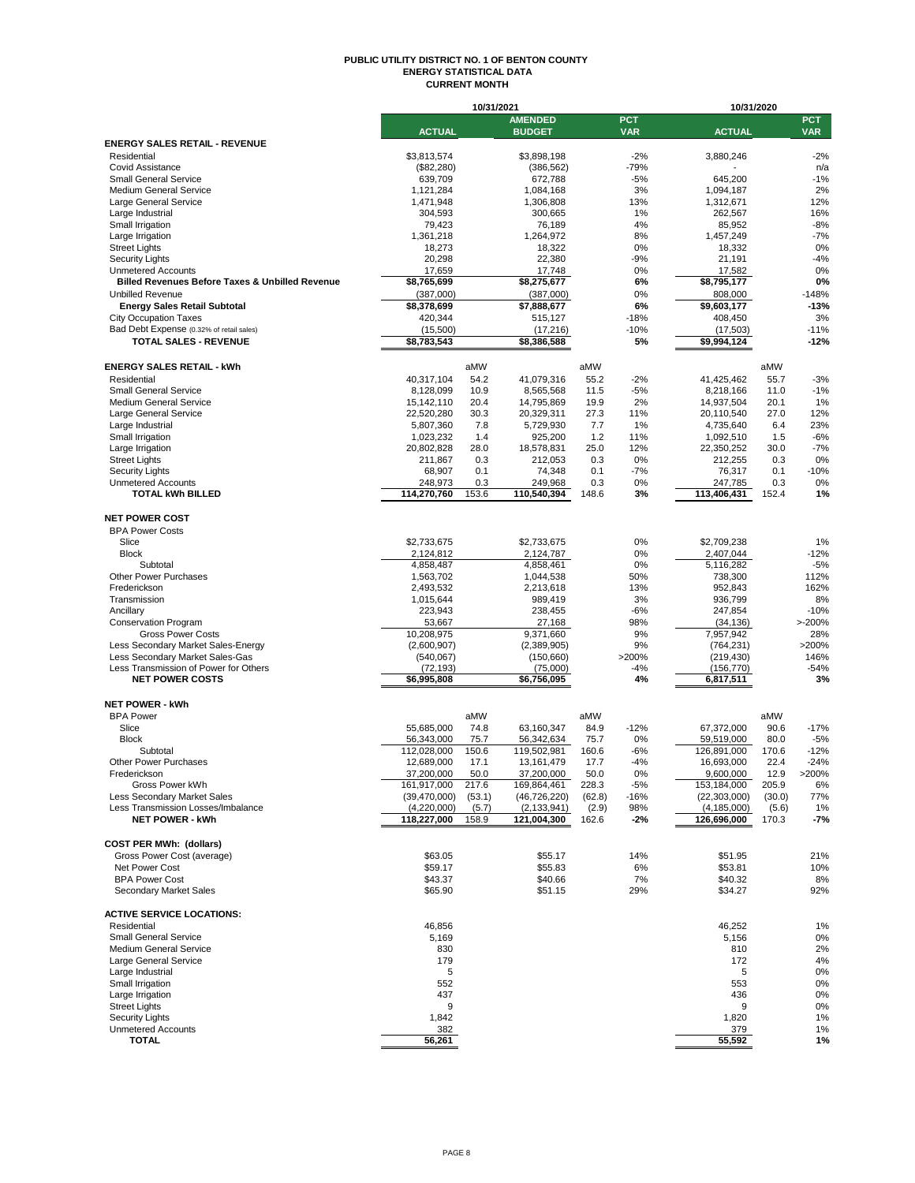# PUBLIC UTILITY DISTRICT NO. 1 OF BENTON COUNTY
## ENERGY STATISTICAL DATA
### CURRENT MONTH

| | 10/31/2021 ACTUAL | | 10/31/2021 AMENDED BUDGET | | PCT VAR | 10/31/2020 ACTUAL | | PCT VAR |
|---|---|---|---|---|---|---|---|---|
| **ENERGY SALES RETAIL - REVENUE** | | | | | | | | |
| Residential | $3,813,574 | | $3,898,198 | | -2% | 3,880,246 | | -2% |
| Covid Assistance | ($82,280) | | (386,562) | | -79% | - | | n/a |
| Small General Service | 639,709 | | 672,788 | | -5% | 645,200 | | -1% |
| Medium General Service | 1,121,284 | | 1,084,168 | | 3% | 1,094,187 | | 2% |
| Large General Service | 1,471,948 | | 1,306,808 | | 13% | 1,312,671 | | 12% |
| Large Industrial | 304,593 | | 300,665 | | 1% | 262,567 | | 16% |
| Small Irrigation | 79,423 | | 76,189 | | 4% | 85,952 | | -8% |
| Large Irrigation | 1,361,218 | | 1,264,972 | | 8% | 1,457,249 | | -7% |
| Street Lights | 18,273 | | 18,322 | | 0% | 18,332 | | 0% |
| Security Lights | 20,298 | | 22,380 | | -9% | 21,191 | | -4% |
| Unmetered Accounts | 17,659 | | 17,748 | | 0% | 17,582 | | 0% |
| **Billed Revenues Before Taxes & Unbilled Revenue** | **$8,765,699** | | **$8,275,677** | | **6%** | **$8,795,177** | | **0%** |
| Unbilled Revenue | (387,000) | | (387,000) | | 0% | 808,000 | | -148% |
| **Energy Sales Retail Subtotal** | **$8,378,699** | | **$7,888,677** | | **6%** | **$9,603,177** | | **-13%** |
| City Occupation Taxes | 420,344 | | 515,127 | | -18% | 408,450 | | 3% |
| Bad Debt Expense (0.32% of retail sales) | (15,500) | | (17,216) | | -10% | (17,503) | | -11% |
| **TOTAL SALES - REVENUE** | **$8,783,543** | | **$8,386,588** | | **5%** | **$9,994,124** | | **-12%** |
| | | | | | | | | |
| **ENERGY SALES RETAIL - kWh** | | aMW | | aMW | | | aMW | |
| Residential | 40,317,104 | 54.2 | 41,079,316 | 55.2 | -2% | 41,425,462 | 55.7 | -3% |
| Small General Service | 8,128,099 | 10.9 | 8,565,568 | 11.5 | -5% | 8,218,166 | 11.0 | -1% |
| Medium General Service | 15,142,110 | 20.4 | 14,795,869 | 19.9 | 2% | 14,937,504 | 20.1 | 1% |
| Large General Service | 22,520,280 | 30.3 | 20,329,311 | 27.3 | 11% | 20,110,540 | 27.0 | 12% |
| Large Industrial | 5,807,360 | 7.8 | 5,729,930 | 7.7 | 1% | 4,735,640 | 6.4 | 23% |
| Small Irrigation | 1,023,232 | 1.4 | 925,200 | 1.2 | 11% | 1,092,510 | 1.5 | -6% |
| Large Irrigation | 20,802,828 | 28.0 | 18,578,831 | 25.0 | 12% | 22,350,252 | 30.0 | -7% |
| Street Lights | 211,867 | 0.3 | 212,053 | 0.3 | 0% | 212,255 | 0.3 | 0% |
| Security Lights | 68,907 | 0.1 | 74,348 | 0.1 | -7% | 76,317 | 0.1 | -10% |
| Unmetered Accounts | 248,973 | 0.3 | 249,968 | 0.3 | 0% | 247,785 | 0.3 | 0% |
| **TOTAL kWh BILLED** | **114,270,760** | **153.6** | **110,540,394** | **148.6** | **3%** | **113,406,431** | **152.4** | **1%** |
| | | | | | | | | |
| **NET POWER COST** | | | | | | | | |
| BPA Power Costs | | | | | | | | |
| Slice | $2,733,675 | | $2,733,675 | | 0% | $2,709,238 | | 1% |
| Block | 2,124,812 | | 2,124,787 | | 0% | 2,407,044 | | -12% |
| Subtotal | 4,858,487 | | 4,858,461 | | 0% | 5,116,282 | | -5% |
| Other Power Purchases | 1,563,702 | | 1,044,538 | | 50% | 738,300 | | 112% |
| Frederickson | 2,493,532 | | 2,213,618 | | 13% | 952,843 | | 162% |
| Transmission | 1,015,644 | | 989,419 | | 3% | 936,799 | | 8% |
| Ancillary | 223,943 | | 238,455 | | -6% | 247,854 | | -10% |
| Conservation Program | 53,667 | | 27,168 | | 98% | (34,136) | | >-200% |
| Gross Power Costs | 10,208,975 | | 9,371,660 | | 9% | 7,957,942 | | 28% |
| Less Secondary Market Sales-Energy | (2,600,907) | | (2,389,905) | | 9% | (764,231) | | >200% |
| Less Secondary Market Sales-Gas | (540,067) | | (150,660) | | >200% | (219,430) | | 146% |
| Less Transmission of Power for Others | (72,193) | | (75,000) | | -4% | (156,770) | | -54% |
| **NET POWER COSTS** | **$6,995,808** | | **$6,756,095** | | **4%** | **6,817,511** | | **3%** |
| | | | | | | | | |
| **NET POWER - kWh** | | | | | | | | |
| BPA Power | | aMW | | aMW | | | aMW | |
| Slice | 55,685,000 | 74.8 | 63,160,347 | 84.9 | -12% | 67,372,000 | 90.6 | -17% |
| Block | 56,343,000 | 75.7 | 56,342,634 | 75.7 | 0% | 59,519,000 | 80.0 | -5% |
| Subtotal | 112,028,000 | 150.6 | 119,502,981 | 160.6 | -6% | 126,891,000 | 170.6 | -12% |
| Other Power Purchases | 12,689,000 | 17.1 | 13,161,479 | 17.7 | -4% | 16,693,000 | 22.4 | -24% |
| Frederickson | 37,200,000 | 50.0 | 37,200,000 | 50.0 | 0% | 9,600,000 | 12.9 | >200% |
| Gross Power kWh | 161,917,000 | 217.6 | 169,864,461 | 228.3 | -5% | 153,184,000 | 205.9 | 6% |
| Less Secondary Market Sales | (39,470,000) | (53.1) | (46,726,220) | (62.8) | -16% | (22,303,000) | (30.0) | 77% |
| Less Transmission Losses/Imbalance | (4,220,000) | (5.7) | (2,133,941) | (2.9) | 98% | (4,185,000) | (5.6) | 1% |
| **NET POWER - kWh** | **118,227,000** | **158.9** | **121,004,300** | **162.6** | **-2%** | **126,696,000** | **170.3** | **-7%** |
| | | | | | | | | |
| **COST PER MWh: (dollars)** | | | | | | | | |
| Gross Power Cost (average) | $63.05 | | $55.17 | | 14% | $51.95 | | 21% |
| Net Power Cost | $59.17 | | $55.83 | | 6% | $53.81 | | 10% |
| BPA Power Cost | $43.37 | | $40.66 | | 7% | $40.32 | | 8% |
| Secondary Market Sales | $65.90 | | $51.15 | | 29% | $34.27 | | 92% |
| | | | | | | | | |
| **ACTIVE SERVICE LOCATIONS:** | | | | | | | | |
| Residential | 46,856 | | | | | 46,252 | | 1% |
| Small General Service | 5,169 | | | | | 5,156 | | 0% |
| Medium General Service | 830 | | | | | 810 | | 2% |
| Large General Service | 179 | | | | | 172 | | 4% |
| Large Industrial | 5 | | | | | 5 | | 0% |
| Small Irrigation | 552 | | | | | 553 | | 0% |
| Large Irrigation | 437 | | | | | 436 | | 0% |
| Street Lights | 9 | | | | | 9 | | 0% |
| Security Lights | 1,842 | | | | | 1,820 | | 1% |
| Unmetered Accounts | 382 | | | | | 379 | | 1% |
| **TOTAL** | **56,261** | | | | | **55,592** | | **1%** |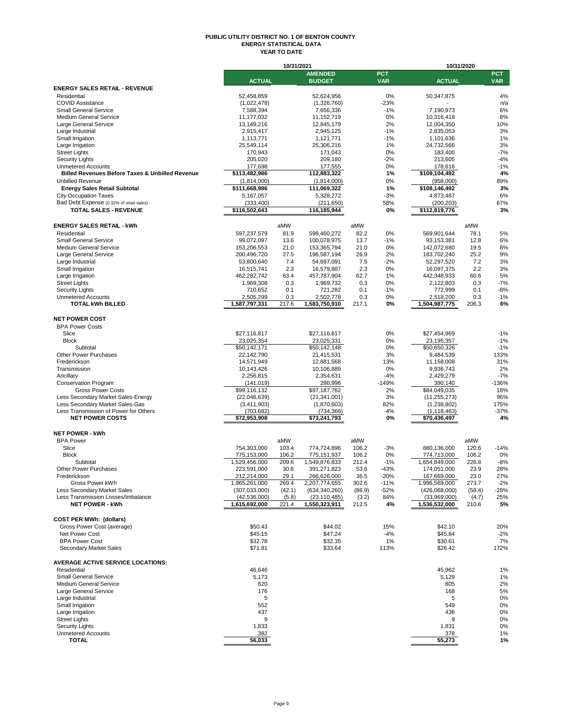# PUBLIC UTILITY DISTRICT NO. 1 OF BENTON COUNTY
## ENERGY STATISTICAL DATA
### YEAR TO DATE

| | 10/31/2021 | | | | | 10/31/2020 | | |
|---|---|---|---|---|---|---|---|---|
| | ACTUAL | | AMENDED BUDGET | | PCT VAR | ACTUAL | | PCT VAR |
| **ENERGY SALES RETAIL - REVENUE** | | | | | | | | |
| Residential | 52,458,859 | | 52,624,956 | | 0% | 50,347,875 | | 4% |
| COVID Assistance | (1,022,478) | | (1,326,760) | | -23% | - | | n/a |
| Small General Service | 7,588,394 | | 7,656,336 | | -1% | 7,190,973 | | 6% |
| Medium General Service | 11,177,032 | | 11,152,719 | | 0% | 10,316,418 | | 8% |
| Large General Service | 13,149,216 | | 12,845,179 | | 2% | 12,004,350 | | 10% |
| Large Industrial | 2,915,417 | | 2,945,125 | | -1% | 2,835,053 | | 3% |
| Small Irrigation | 1,113,771 | | 1,121,771 | | -1% | 1,101,636 | | 1% |
| Large Irrigation | 25,549,114 | | 25,306,216 | | 1% | 24,732,566 | | 3% |
| Street Lights | 170,943 | | 171,043 | | 0% | 183,400 | | -7% |
| Security Lights | 205,020 | | 209,180 | | -2% | 213,605 | | -4% |
| Unmetered Accounts | 177,698 | | 177,555 | | 0% | 178,616 | | -1% |
| **Billed Revenues Before Taxes & Unbilled Revenue** | **$113,482,986** | | **112,883,322** | | **1%** | **$109,104,492** | | **4%** |
| Unbilled Revenue | (1,814,000) | | (1,814,000) | | 0% | (958,000) | | 89% |
| **Energy Sales Retail Subtotal** | **$111,668,986** | | **111,069,322** | | **1%** | **$108,146,492** | | **3%** |
| City Occupation Taxes | 5,167,057 | | 5,328,272 | | -3% | 4,873,487 | | 6% |
| Bad Debt Expense (0.32% of retail sales) | (333,400) | | (211,650) | | 58% | (200,203) | | 67% |
| **TOTAL SALES - REVENUE** | **$116,502,643** | | **116,185,944** | | **0%** | **$112,819,776** | | **3%** |
| | | | | | | | | |
| **ENERGY SALES RETAIL - kWh** | | aMW | | aMW | | | aMW | |
| Residential | 597,237,579 | 81.9 | 599,460,272 | 82.2 | 0% | 569,901,644 | 78.1 | 5% |
| Small General Service | 99,072,097 | 13.6 | 100,078,975 | 13.7 | -1% | 93,153,381 | 12.8 | 6% |
| Medium General Service | 153,206,553 | 21.0 | 153,365,794 | 21.0 | 0% | 142,072,680 | 19.5 | 8% |
| Large General Service | 200,496,720 | 27.5 | 196,587,194 | 26.9 | 2% | 183,702,240 | 25.2 | 9% |
| Large Industrial | 53,800,640 | 7.4 | 54,697,091 | 7.5 | -2% | 52,297,520 | 7.2 | 3% |
| Small Irrigation | 16,515,741 | 2.3 | 16,579,887 | 2.3 | 0% | 16,097,375 | 2.2 | 3% |
| Large Irrigation | 462,282,742 | 63.4 | 457,787,904 | 62.7 | 1% | 442,348,933 | 60.6 | 5% |
| Street Lights | 1,969,308 | 0.3 | 1,969,732 | 0.3 | 0% | 2,122,803 | 0.3 | -7% |
| Security Lights | 710,652 | 0.1 | 721,282 | 0.1 | -1% | 772,999 | 0.1 | -8% |
| Unmetered Accounts | 2,505,299 | 0.3 | 2,502,778 | 0.3 | 0% | 2,518,200 | 0.3 | -1% |
| **TOTAL kWh BILLED** | **1,587,797,331** | **217.6** | **1,583,750,910** | **217.1** | **0%** | **1,504,987,775** | **206.3** | **6%** |
| | | | | | | | | |
| **NET POWER COST** | | | | | | | | |
| BPA Power Costs | | | | | | | | |
| Slice | $27,116,817 | | $27,116,817 | | 0% | $27,454,969 | | -1% |
| Block | 23,025,354 | | 23,025,331 | | 0% | 23,195,357 | | -1% |
| Subtotal | $50,142,171 | | $50,142,148 | | 0% | $50,650,326 | | -1% |
| Other Power Purchases | 22,142,790 | | 21,415,531 | | 3% | 9,484,539 | | 133% |
| Frederickson | 14,571,949 | | 12,881,568 | | 13% | 11,158,008 | | 31% |
| Transmission | 10,143,426 | | 10,106,889 | | 0% | 9,936,743 | | 2% |
| Ancillary | 2,256,815 | | 2,354,631 | | -4% | 2,429,279 | | -7% |
| Conservation Program | (141,019) | | 286,996 | | -149% | 390,140 | | -136% |
| Gross Power Costs | $99,116,132 | | $97,187,762 | | 2% | $84,049,035 | | 18% |
| Less Secondary Market Sales-Energy | (22,046,639) | | (21,341,001) | | 3% | (11,255,273) | | 96% |
| Less Secondary Market Sales-Gas | (3,411,903) | | (1,870,603) | | 82% | (1,238,802) | | 175% |
| Less Transmission of Power for Others | (703,682) | | (734,366) | | -4% | (1,118,463) | | -37% |
| **NET POWER COSTS** | **$72,953,908** | | **$73,241,793** | | **0%** | **$70,436,497** | | **4%** |
| | | | | | | | | |
| **NET POWER - kWh** | | | | | | | | |
| BPA Power | | aMW | | aMW | | | aMW | |
| Slice | 754,303,000 | 103.4 | 774,724,896 | 106.2 | -3% | 880,136,000 | 120.6 | -14% |
| Block | 775,153,000 | 106.2 | 775,151,937 | 106.2 | 0% | 774,713,000 | 106.2 | 0% |
| Subtotal | 1,529,456,000 | 209.6 | 1,549,876,833 | 212.4 | -1% | 1,654,849,000 | 226.8 | -8% |
| Other Power Purchases | 223,591,000 | 30.6 | 391,271,823 | 53.6 | -43% | 174,051,000 | 23.9 | 28% |
| Frederickson | 212,214,000 | 29.1 | 266,626,000 | 36.5 | -20% | 167,669,000 | 23.0 | 27% |
| Gross Power kWh | 1,965,261,000 | 269.4 | 2,207,774,655 | 302.6 | -11% | 1,996,569,000 | 273.7 | -2% |
| Less Secondary Market Sales | (307,033,000) | (42.1) | (634,340,260) | (86.9) | -52% | (426,068,000) | (58.4) | -28% |
| Less Transmission Losses/Imbalance | (42,536,000) | (5.8) | (23,110,485) | (3.2) | 84% | (33,969,000) | (4.7) | 25% |
| **NET POWER - kWh** | **1,615,692,000** | **221.4** | **1,550,323,911** | **212.5** | **4%** | **1,536,532,000** | **210.6** | **5%** |
| | | | | | | | | |
| **COST PER MWh: (dollars)** | | | | | | | | |
| Gross Power Cost (average) | $50.43 | | $44.02 | | 15% | $42.10 | | 20% |
| Net Power Cost | $45.15 | | $47.24 | | -4% | $45.84 | | -2% |
| BPA Power Cost | $32.78 | | $32.35 | | 1% | $30.61 | | 7% |
| Secondary Market Sales | $71.81 | | $33.64 | | 113% | $26.42 | | 172% |
| | | | | | | | | |
| **AVERAGE ACTIVE SERVICE LOCATIONS:** | | | | | | | | |
| Residential | 46,646 | | | | | 45,962 | | 1% |
| Small General Service | 5,173 | | | | | 5,129 | | 1% |
| Medium General Service | 820 | | | | | 805 | | 2% |
| Large General Service | 176 | | | | | 168 | | 5% |
| Large Industrial | 5 | | | | | 5 | | 0% |
| Small Irrigation | 552 | | | | | 549 | | 0% |
| Large Irrigation | 437 | | | | | 436 | | 0% |
| Street Lights | 9 | | | | | 9 | | 0% |
| Security Lights | 1,833 | | | | | 1,831 | | 0% |
| Unmetered Accounts | 382 | | | | | 378 | | 1% |
| **TOTAL** | **56,033** | | | | | **55,273** | | **1%** |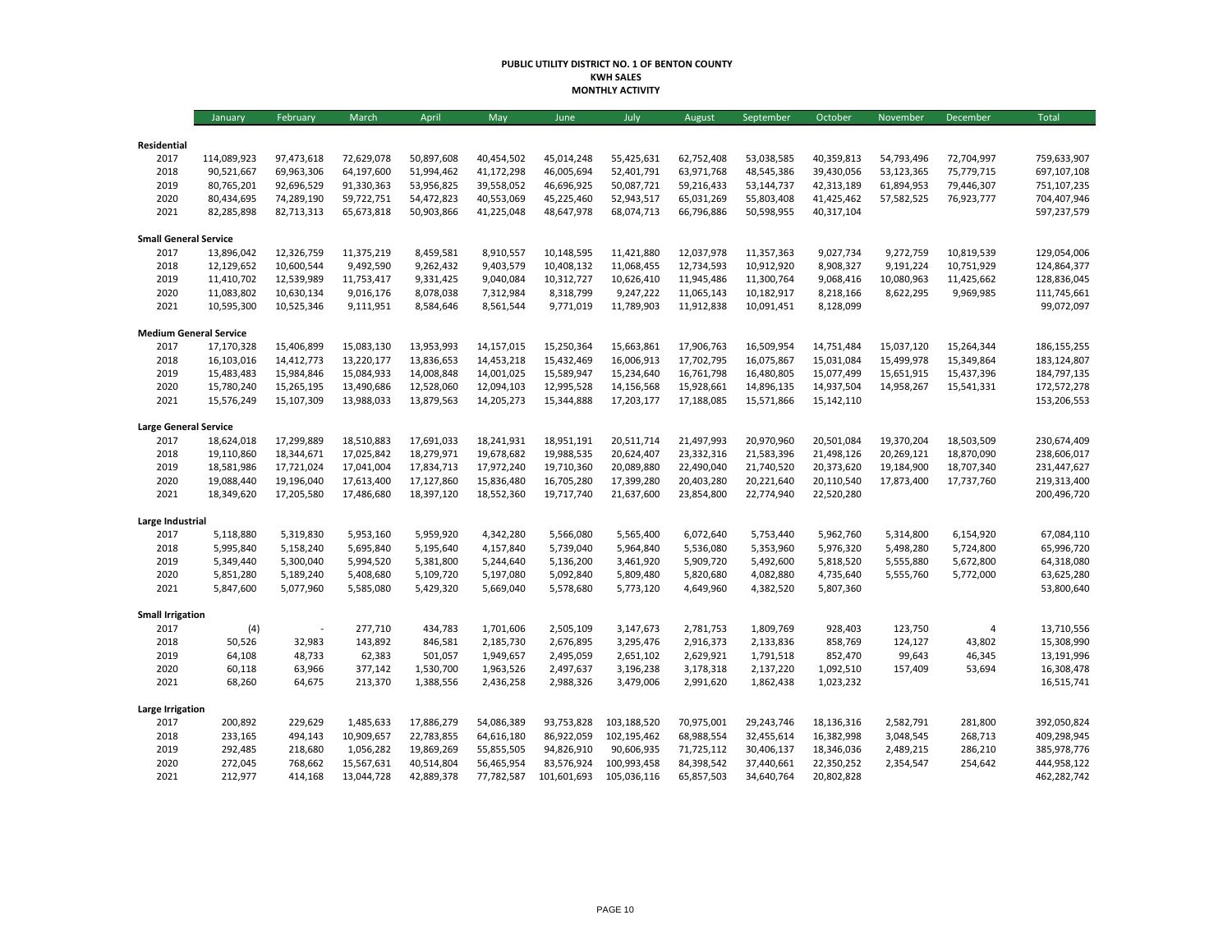**PUBLIC UTILITY DISTRICT NO. 1 OF BENTON COUNTY**
**KWH SALES**
**MONTHLY ACTIVITY**

| | January | February | March | April | May | June | July | August | September | October | November | December | Total |
|---|---|---|---|---|---|---|---|---|---|---|---|---|---|
| **Residential** | | | | | | | | | | | | | |
| 2017 | 114,089,923 | 97,473,618 | 72,629,078 | 50,897,608 | 40,454,502 | 45,014,248 | 55,425,631 | 62,752,408 | 53,038,585 | 40,359,813 | 54,793,496 | 72,704,997 | 759,633,907 |
| 2018 | 90,521,667 | 69,963,306 | 64,197,600 | 51,994,462 | 41,172,298 | 46,005,694 | 52,401,791 | 63,971,768 | 48,545,386 | 39,430,056 | 53,123,365 | 75,779,715 | 697,107,108 |
| 2019 | 80,765,201 | 92,696,529 | 91,330,363 | 53,956,825 | 39,558,052 | 46,696,925 | 50,087,721 | 59,216,433 | 53,144,737 | 42,313,189 | 61,894,953 | 79,446,307 | 751,107,235 |
| 2020 | 80,434,695 | 74,289,190 | 59,722,751 | 54,472,823 | 40,553,069 | 45,225,460 | 52,943,517 | 65,031,269 | 55,803,408 | 41,425,462 | 57,582,525 | 76,923,777 | 704,407,946 |
| 2021 | 82,285,898 | 82,713,313 | 65,673,818 | 50,903,866 | 41,225,048 | 48,647,978 | 68,074,713 | 66,796,886 | 50,598,955 | 40,317,104 | | | 597,237,579 |
| **Small General Service** | | | | | | | | | | | | | |
| 2017 | 13,896,042 | 12,326,759 | 11,375,219 | 8,459,581 | 8,910,557 | 10,148,595 | 11,421,880 | 12,037,978 | 11,357,363 | 9,027,734 | 9,272,759 | 10,819,539 | 129,054,006 |
| 2018 | 12,129,652 | 10,600,544 | 9,492,590 | 9,262,432 | 9,403,579 | 10,408,132 | 11,068,455 | 12,734,593 | 10,912,920 | 8,908,327 | 9,191,224 | 10,751,929 | 124,864,377 |
| 2019 | 11,410,702 | 12,539,989 | 11,753,417 | 9,331,425 | 9,040,084 | 10,312,727 | 10,626,410 | 11,945,486 | 11,300,764 | 9,068,416 | 10,080,963 | 11,425,662 | 128,836,045 |
| 2020 | 11,083,802 | 10,630,134 | 9,016,176 | 8,078,038 | 7,312,984 | 8,318,799 | 9,247,222 | 11,065,143 | 10,182,917 | 8,218,166 | 8,622,295 | 9,969,985 | 111,745,661 |
| 2021 | 10,595,300 | 10,525,346 | 9,111,951 | 8,584,646 | 8,561,544 | 9,771,019 | 11,789,903 | 11,912,838 | 10,091,451 | 8,128,099 | | | 99,072,097 |
| **Medium General Service** | | | | | | | | | | | | | |
| 2017 | 17,170,328 | 15,406,899 | 15,083,130 | 13,953,993 | 14,157,015 | 15,250,364 | 15,663,861 | 17,906,763 | 16,509,954 | 14,751,484 | 15,037,120 | 15,264,344 | 186,155,255 |
| 2018 | 16,103,016 | 14,412,773 | 13,220,177 | 13,836,653 | 14,453,218 | 15,432,469 | 16,006,913 | 17,702,795 | 16,075,867 | 15,031,084 | 15,499,978 | 15,349,864 | 183,124,807 |
| 2019 | 15,483,483 | 15,984,846 | 15,084,933 | 14,008,848 | 14,001,025 | 15,589,947 | 15,234,640 | 16,761,798 | 16,480,805 | 15,077,499 | 15,651,915 | 15,437,396 | 184,797,135 |
| 2020 | 15,780,240 | 15,265,195 | 13,490,686 | 12,528,060 | 12,094,103 | 12,995,528 | 14,156,568 | 15,928,661 | 14,896,135 | 14,937,504 | 14,958,267 | 15,541,331 | 172,572,278 |
| 2021 | 15,576,249 | 15,107,309 | 13,988,033 | 13,879,563 | 14,205,273 | 15,344,888 | 17,203,177 | 17,188,085 | 15,571,866 | 15,142,110 | | | 153,206,553 |
| **Large General Service** | | | | | | | | | | | | | |
| 2017 | 18,624,018 | 17,299,889 | 18,510,883 | 17,691,033 | 18,241,931 | 18,951,191 | 20,511,714 | 21,497,993 | 20,970,960 | 20,501,084 | 19,370,204 | 18,503,509 | 230,674,409 |
| 2018 | 19,110,860 | 18,344,671 | 17,025,842 | 18,279,971 | 19,678,682 | 19,988,535 | 20,624,407 | 23,332,316 | 21,583,396 | 21,498,126 | 20,269,121 | 18,870,090 | 238,606,017 |
| 2019 | 18,581,986 | 17,721,024 | 17,041,004 | 17,834,713 | 17,972,240 | 19,710,360 | 20,089,880 | 22,490,040 | 21,740,520 | 20,373,620 | 19,184,900 | 18,707,340 | 231,447,627 |
| 2020 | 19,088,440 | 19,196,040 | 17,613,400 | 17,127,860 | 15,836,480 | 16,705,280 | 17,399,280 | 20,403,280 | 20,221,640 | 20,110,540 | 17,873,400 | 17,737,760 | 219,313,400 |
| 2021 | 18,349,620 | 17,205,580 | 17,486,680 | 18,397,120 | 18,552,360 | 19,717,740 | 21,637,600 | 23,854,800 | 22,774,940 | 22,520,280 | | | 200,496,720 |
| **Large Industrial** | | | | | | | | | | | | | |
| 2017 | 5,118,880 | 5,319,830 | 5,953,160 | 5,959,920 | 4,342,280 | 5,566,080 | 5,565,400 | 6,072,640 | 5,753,440 | 5,962,760 | 5,314,800 | 6,154,920 | 67,084,110 |
| 2018 | 5,995,840 | 5,158,240 | 5,695,840 | 5,195,640 | 4,157,840 | 5,739,040 | 5,964,840 | 5,536,080 | 5,353,960 | 5,976,320 | 5,498,280 | 5,724,800 | 65,996,720 |
| 2019 | 5,349,440 | 5,300,040 | 5,994,520 | 5,381,800 | 5,244,640 | 5,136,200 | 3,461,920 | 5,909,720 | 5,492,600 | 5,818,520 | 5,555,880 | 5,672,800 | 64,318,080 |
| 2020 | 5,851,280 | 5,189,240 | 5,408,680 | 5,109,720 | 5,197,080 | 5,092,840 | 5,809,480 | 5,820,680 | 4,082,880 | 4,735,640 | 5,555,760 | 5,772,000 | 63,625,280 |
| 2021 | 5,847,600 | 5,077,960 | 5,585,080 | 5,429,320 | 5,669,040 | 5,578,680 | 5,773,120 | 4,649,960 | 4,382,520 | 5,807,360 | | | 53,800,640 |
| **Small Irrigation** | | | | | | | | | | | | | |
| 2017 | (4) | - | 277,710 | 434,783 | 1,701,606 | 2,505,109 | 3,147,673 | 2,781,753 | 1,809,769 | 928,403 | 123,750 | 4 | 13,710,556 |
| 2018 | 50,526 | 32,983 | 143,892 | 846,581 | 2,185,730 | 2,676,895 | 3,295,476 | 2,916,373 | 2,133,836 | 858,769 | 124,127 | 43,802 | 15,308,990 |
| 2019 | 64,108 | 48,733 | 62,383 | 501,057 | 1,949,657 | 2,495,059 | 2,651,102 | 2,629,921 | 1,791,518 | 852,470 | 99,643 | 46,345 | 13,191,996 |
| 2020 | 60,118 | 63,966 | 377,142 | 1,530,700 | 1,963,526 | 2,497,637 | 3,196,238 | 3,178,318 | 2,137,220 | 1,092,510 | 157,409 | 53,694 | 16,308,478 |
| 2021 | 68,260 | 64,675 | 213,370 | 1,388,556 | 2,436,258 | 2,988,326 | 3,479,006 | 2,991,620 | 1,862,438 | 1,023,232 | | | 16,515,741 |
| **Large Irrigation** | | | | | | | | | | | | | |
| 2017 | 200,892 | 229,629 | 1,485,633 | 17,886,279 | 54,086,389 | 93,753,828 | 103,188,520 | 70,975,001 | 29,243,746 | 18,136,316 | 2,582,791 | 281,800 | 392,050,824 |
| 2018 | 233,165 | 494,143 | 10,909,657 | 22,783,855 | 64,616,180 | 86,922,059 | 102,195,462 | 68,988,554 | 32,455,614 | 16,382,998 | 3,048,545 | 268,713 | 409,298,945 |
| 2019 | 292,485 | 218,680 | 1,056,282 | 19,869,269 | 55,855,505 | 94,826,910 | 90,606,935 | 71,725,112 | 30,406,137 | 18,346,036 | 2,489,215 | 286,210 | 385,978,776 |
| 2020 | 272,045 | 768,662 | 15,567,631 | 40,514,804 | 56,465,954 | 83,576,924 | 100,993,458 | 84,398,542 | 37,440,661 | 22,350,252 | 2,354,547 | 254,642 | 444,958,122 |
| 2021 | 212,977 | 414,168 | 13,044,728 | 42,889,378 | 77,782,587 | 101,601,693 | 105,036,116 | 65,857,503 | 34,640,764 | 20,802,828 | | | 462,282,742 |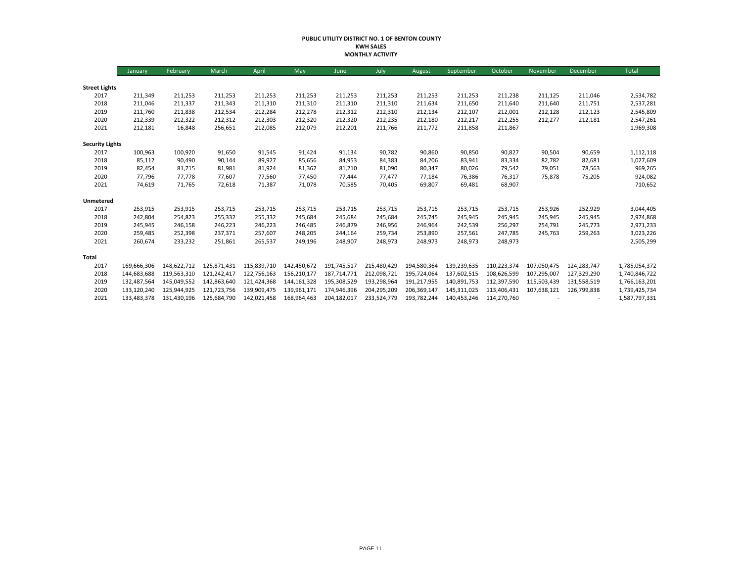**PUBLIC UTILITY DISTRICT NO. 1 OF BENTON COUNTY**
**KWH SALES**
**MONTHLY ACTIVITY**

| | January | February | March | April | May | June | July | August | September | October | November | December | Total |
|---|---|---|---|---|---|---|---|---|---|---|---|---|---|
| **Street Lights** | | | | | | | | | | | | | |
| 2017 | 211,349 | 211,253 | 211,253 | 211,253 | 211,253 | 211,253 | 211,253 | 211,253 | 211,253 | 211,238 | 211,125 | 211,046 | 2,534,782 |
| 2018 | 211,046 | 211,337 | 211,343 | 211,310 | 211,310 | 211,310 | 211,310 | 211,634 | 211,650 | 211,640 | 211,640 | 211,751 | 2,537,281 |
| 2019 | 211,760 | 211,838 | 212,534 | 212,284 | 212,278 | 212,312 | 212,310 | 212,134 | 212,107 | 212,001 | 212,128 | 212,123 | 2,545,809 |
| 2020 | 212,339 | 212,322 | 212,312 | 212,303 | 212,320 | 212,320 | 212,235 | 212,180 | 212,217 | 212,255 | 212,277 | 212,181 | 2,547,261 |
| 2021 | 212,181 | 16,848 | 256,651 | 212,085 | 212,079 | 212,201 | 211,766 | 211,772 | 211,858 | 211,867 | | | 1,969,308 |
| **Security Lights** | | | | | | | | | | | | | |
| 2017 | 100,963 | 100,920 | 91,650 | 91,545 | 91,424 | 91,134 | 90,782 | 90,860 | 90,850 | 90,827 | 90,504 | 90,659 | 1,112,118 |
| 2018 | 85,112 | 90,490 | 90,144 | 89,927 | 85,656 | 84,953 | 84,383 | 84,206 | 83,941 | 83,334 | 82,782 | 82,681 | 1,027,609 |
| 2019 | 82,454 | 81,715 | 81,981 | 81,924 | 81,362 | 81,210 | 81,090 | 80,347 | 80,026 | 79,542 | 79,051 | 78,563 | 969,265 |
| 2020 | 77,796 | 77,778 | 77,607 | 77,560 | 77,450 | 77,444 | 77,477 | 77,184 | 76,386 | 76,317 | 75,878 | 75,205 | 924,082 |
| 2021 | 74,619 | 71,765 | 72,618 | 71,387 | 71,078 | 70,585 | 70,405 | 69,807 | 69,481 | 68,907 | | | 710,652 |
| **Unmetered** | | | | | | | | | | | | | |
| 2017 | 253,915 | 253,915 | 253,715 | 253,715 | 253,715 | 253,715 | 253,715 | 253,715 | 253,715 | 253,715 | 253,926 | 252,929 | 3,044,405 |
| 2018 | 242,804 | 254,823 | 255,332 | 255,332 | 245,684 | 245,684 | 245,684 | 245,745 | 245,945 | 245,945 | 245,945 | 245,945 | 2,974,868 |
| 2019 | 245,945 | 246,158 | 246,223 | 246,223 | 246,485 | 246,879 | 246,956 | 246,964 | 242,539 | 256,297 | 254,791 | 245,773 | 2,971,233 |
| 2020 | 259,485 | 252,398 | 237,371 | 257,607 | 248,205 | 244,164 | 259,734 | 253,890 | 257,561 | 247,785 | 245,763 | 259,263 | 3,023,226 |
| 2021 | 260,674 | 233,232 | 251,861 | 265,537 | 249,196 | 248,907 | 248,973 | 248,973 | 248,973 | 248,973 | | | 2,505,299 |
| **Total** | | | | | | | | | | | | | |
| 2017 | 169,666,306 | 148,622,712 | 125,871,431 | 115,839,710 | 142,450,672 | 191,745,517 | 215,480,429 | 194,580,364 | 139,239,635 | 110,223,374 | 107,050,475 | 124,283,747 | 1,785,054,372 |
| 2018 | 144,683,688 | 119,563,310 | 121,242,417 | 122,756,163 | 156,210,177 | 187,714,771 | 212,098,721 | 195,724,064 | 137,602,515 | 108,626,599 | 107,295,007 | 127,329,290 | 1,740,846,722 |
| 2019 | 132,487,564 | 145,049,552 | 142,863,640 | 121,424,368 | 144,161,328 | 195,308,529 | 193,298,964 | 191,217,955 | 140,891,753 | 112,397,590 | 115,503,439 | 131,558,519 | 1,766,163,201 |
| 2020 | 133,120,240 | 125,944,925 | 121,723,756 | 139,909,475 | 139,961,171 | 174,946,396 | 204,295,209 | 206,369,147 | 145,311,025 | 113,406,431 | 107,638,121 | 126,799,838 | 1,739,425,734 |
| 2021 | 133,483,378 | 131,430,196 | 125,684,790 | 142,021,458 | 168,964,463 | 204,182,017 | 233,524,779 | 193,782,244 | 140,453,246 | 114,270,760 | - | - | 1,587,797,331 |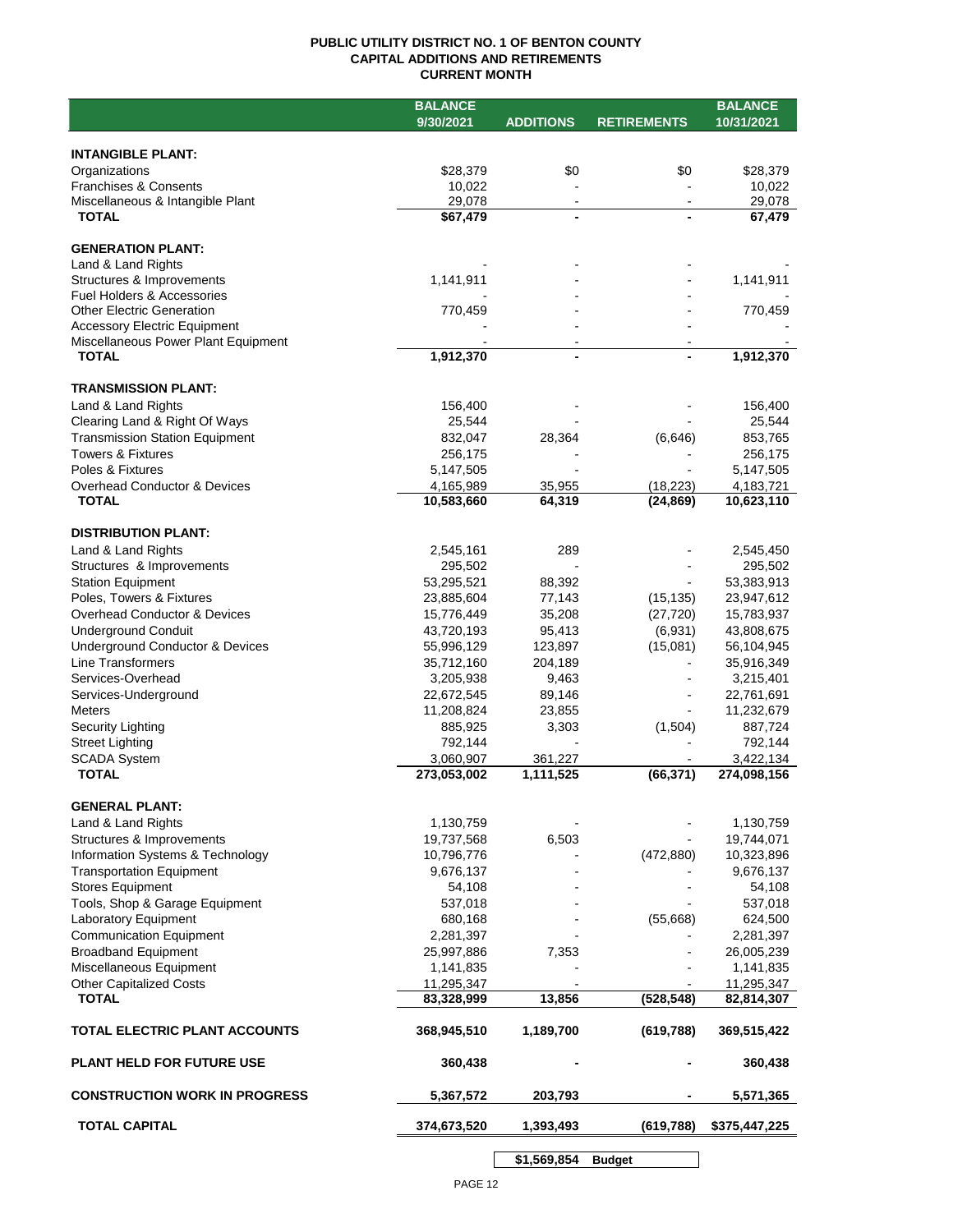**PUBLIC UTILITY DISTRICT NO. 1 OF BENTON COUNTY**
**CAPITAL ADDITIONS AND RETIREMENTS**
**CURRENT MONTH**

| | BALANCE 9/30/2021 | ADDITIONS | RETIREMENTS | BALANCE 10/31/2021 |
|---|---|---|---|---|
| **INTANGIBLE PLANT:** | | | | |
| Organizations | \$28,379 | \$0 | \$0 | \$28,379 |
| Franchises & Consents | 10,022 | - | - | 10,022 |
| Miscellaneous & Intangible Plant | 29,078 | - | - | 29,078 |
| **TOTAL** | **\$67,479** | **-** | **-** | **67,479** |
| **GENERATION PLANT:** | | | | |
| Land & Land Rights | - | - | - | - |
| Structures & Improvements | 1,141,911 | - | - | 1,141,911 |
| Fuel Holders & Accessories | - | - | - | - |
| Other Electric Generation | 770,459 | - | - | 770,459 |
| Accessory Electric Equipment | - | - | - | - |
| Miscellaneous Power Plant Equipment | - | - | - | - |
| **TOTAL** | **1,912,370** | **-** | **-** | **1,912,370** |
| **TRANSMISSION PLANT:** | | | | |
| Land & Land Rights | 156,400 | - | - | 156,400 |
| Clearing Land & Right Of Ways | 25,544 | - | - | 25,544 |
| Transmission Station Equipment | 832,047 | 28,364 | (6,646) | 853,765 |
| Towers & Fixtures | 256,175 | - | - | 256,175 |
| Poles & Fixtures | 5,147,505 | - | - | 5,147,505 |
| Overhead Conductor & Devices | 4,165,989 | 35,955 | (18,223) | 4,183,721 |
| **TOTAL** | **10,583,660** | **64,319** | **(24,869)** | **10,623,110** |
| **DISTRIBUTION PLANT:** | | | | |
| Land & Land Rights | 2,545,161 | 289 | - | 2,545,450 |
| Structures & Improvements | 295,502 | - | - | 295,502 |
| Station Equipment | 53,295,521 | 88,392 | - | 53,383,913 |
| Poles, Towers & Fixtures | 23,885,604 | 77,143 | (15,135) | 23,947,612 |
| Overhead Conductor & Devices | 15,776,449 | 35,208 | (27,720) | 15,783,937 |
| Underground Conduit | 43,720,193 | 95,413 | (6,931) | 43,808,675 |
| Underground Conductor & Devices | 55,996,129 | 123,897 | (15,081) | 56,104,945 |
| Line Transformers | 35,712,160 | 204,189 | - | 35,916,349 |
| Services-Overhead | 3,205,938 | 9,463 | - | 3,215,401 |
| Services-Underground | 22,672,545 | 89,146 | - | 22,761,691 |
| Meters | 11,208,824 | 23,855 | - | 11,232,679 |
| Security Lighting | 885,925 | 3,303 | (1,504) | 887,724 |
| Street Lighting | 792,144 | - | - | 792,144 |
| SCADA System | 3,060,907 | 361,227 | - | 3,422,134 |
| **TOTAL** | **273,053,002** | **1,111,525** | **(66,371)** | **274,098,156** |
| **GENERAL PLANT:** | | | | |
| Land & Land Rights | 1,130,759 | - | - | 1,130,759 |
| Structures & Improvements | 19,737,568 | 6,503 | - | 19,744,071 |
| Information Systems & Technology | 10,796,776 | - | (472,880) | 10,323,896 |
| Transportation Equipment | 9,676,137 | - | - | 9,676,137 |
| Stores Equipment | 54,108 | - | - | 54,108 |
| Tools, Shop & Garage Equipment | 537,018 | - | - | 537,018 |
| Laboratory Equipment | 680,168 | - | (55,668) | 624,500 |
| Communication Equipment | 2,281,397 | - | - | 2,281,397 |
| Broadband Equipment | 25,997,886 | 7,353 | - | 26,005,239 |
| Miscellaneous Equipment | 1,141,835 | - | - | 1,141,835 |
| Other Capitalized Costs | 11,295,347 | - | - | 11,295,347 |
| **TOTAL** | **83,328,999** | **13,856** | **(528,548)** | **82,814,307** |
| **TOTAL ELECTRIC PLANT ACCOUNTS** | **368,945,510** | **1,189,700** | **(619,788)** | **369,515,422** |
| **PLANT HELD FOR FUTURE USE** | **360,438** | **-** | **-** | **360,438** |
| **CONSTRUCTION WORK IN PROGRESS** | **5,367,572** | **203,793** | **-** | **5,571,365** |
| **TOTAL CAPITAL** | **374,673,520** | **1,393,493** | **(619,788)** | **\$375,447,225** |
| | | **\$1,569,854** | **Budget** | |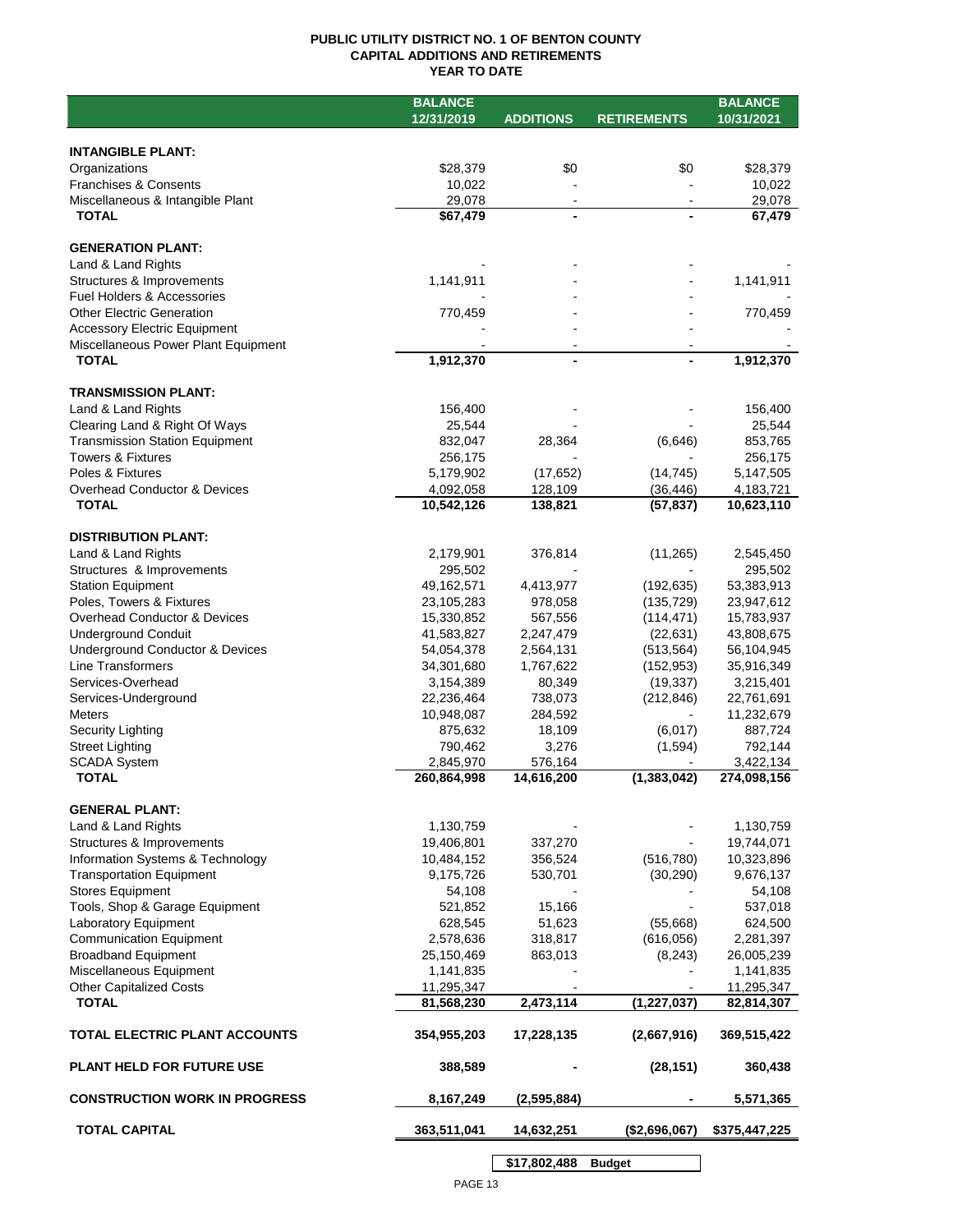# PUBLIC UTILITY DISTRICT NO. 1 OF BENTON COUNTY
## CAPITAL ADDITIONS AND RETIREMENTS
## YEAR TO DATE

| | BALANCE 12/31/2019 | ADDITIONS | RETIREMENTS | BALANCE 10/31/2021 |
|---|---|---|---|---|
| **INTANGIBLE PLANT:** | | | | |
| Organizations | $28,379 | $0 | $0 | $28,379 |
| Franchises & Consents | 10,022 | - | - | 10,022 |
| Miscellaneous & Intangible Plant | 29,078 | - | - | 29,078 |
| **TOTAL** | $67,479 | - | - | 67,479 |
| **GENERATION PLANT:** | | | | |
| Land & Land Rights | - | - | - | - |
| Structures & Improvements | 1,141,911 | - | - | 1,141,911 |
| Fuel Holders & Accessories | - | - | - | - |
| Other Electric Generation | 770,459 | - | - | 770,459 |
| Accessory Electric Equipment | - | - | - | - |
| Miscellaneous Power Plant Equipment | - | - | - | - |
| **TOTAL** | 1,912,370 | - | - | 1,912,370 |
| **TRANSMISSION PLANT:** | | | | |
| Land & Land Rights | 156,400 | - | - | 156,400 |
| Clearing Land & Right Of Ways | 25,544 | - | - | 25,544 |
| Transmission Station Equipment | 832,047 | 28,364 | (6,646) | 853,765 |
| Towers & Fixtures | 256,175 | - | - | 256,175 |
| Poles & Fixtures | 5,179,902 | (17,652) | (14,745) | 5,147,505 |
| Overhead Conductor & Devices | 4,092,058 | 128,109 | (36,446) | 4,183,721 |
| **TOTAL** | 10,542,126 | 138,821 | (57,837) | 10,623,110 |
| **DISTRIBUTION PLANT:** | | | | |
| Land & Land Rights | 2,179,901 | 376,814 | (11,265) | 2,545,450 |
| Structures & Improvements | 295,502 | - | - | 295,502 |
| Station Equipment | 49,162,571 | 4,413,977 | (192,635) | 53,383,913 |
| Poles, Towers & Fixtures | 23,105,283 | 978,058 | (135,729) | 23,947,612 |
| Overhead Conductor & Devices | 15,330,852 | 567,556 | (114,471) | 15,783,937 |
| Underground Conduit | 41,583,827 | 2,247,479 | (22,631) | 43,808,675 |
| Underground Conductor & Devices | 54,054,378 | 2,564,131 | (513,564) | 56,104,945 |
| Line Transformers | 34,301,680 | 1,767,622 | (152,953) | 35,916,349 |
| Services-Overhead | 3,154,389 | 80,349 | (19,337) | 3,215,401 |
| Services-Underground | 22,236,464 | 738,073 | (212,846) | 22,761,691 |
| Meters | 10,948,087 | 284,592 | - | 11,232,679 |
| Security Lighting | 875,632 | 18,109 | (6,017) | 887,724 |
| Street Lighting | 790,462 | 3,276 | (1,594) | 792,144 |
| SCADA System | 2,845,970 | 576,164 | - | 3,422,134 |
| **TOTAL** | 260,864,998 | 14,616,200 | (1,383,042) | 274,098,156 |
| **GENERAL PLANT:** | | | | |
| Land & Land Rights | 1,130,759 | - | - | 1,130,759 |
| Structures & Improvements | 19,406,801 | 337,270 | - | 19,744,071 |
| Information Systems & Technology | 10,484,152 | 356,524 | (516,780) | 10,323,896 |
| Transportation Equipment | 9,175,726 | 530,701 | (30,290) | 9,676,137 |
| Stores Equipment | 54,108 | - | - | 54,108 |
| Tools, Shop & Garage Equipment | 521,852 | 15,166 | - | 537,018 |
| Laboratory Equipment | 628,545 | 51,623 | (55,668) | 624,500 |
| Communication Equipment | 2,578,636 | 318,817 | (616,056) | 2,281,397 |
| Broadband Equipment | 25,150,469 | 863,013 | (8,243) | 26,005,239 |
| Miscellaneous Equipment | 1,141,835 | - | - | 1,141,835 |
| Other Capitalized Costs | 11,295,347 | - | - | 11,295,347 |
| **TOTAL** | 81,568,230 | 2,473,114 | (1,227,037) | 82,814,307 |
| **TOTAL ELECTRIC PLANT ACCOUNTS** | 354,955,203 | 17,228,135 | (2,667,916) | 369,515,422 |
| **PLANT HELD FOR FUTURE USE** | 388,589 | - | (28,151) | 360,438 |
| **CONSTRUCTION WORK IN PROGRESS** | 8,167,249 | (2,595,884) | - | 5,571,365 |
| **TOTAL CAPITAL** | 363,511,041 | 14,632,251 | ($2,696,067) | $375,447,225 |
| | | $17,802,488 | Budget | |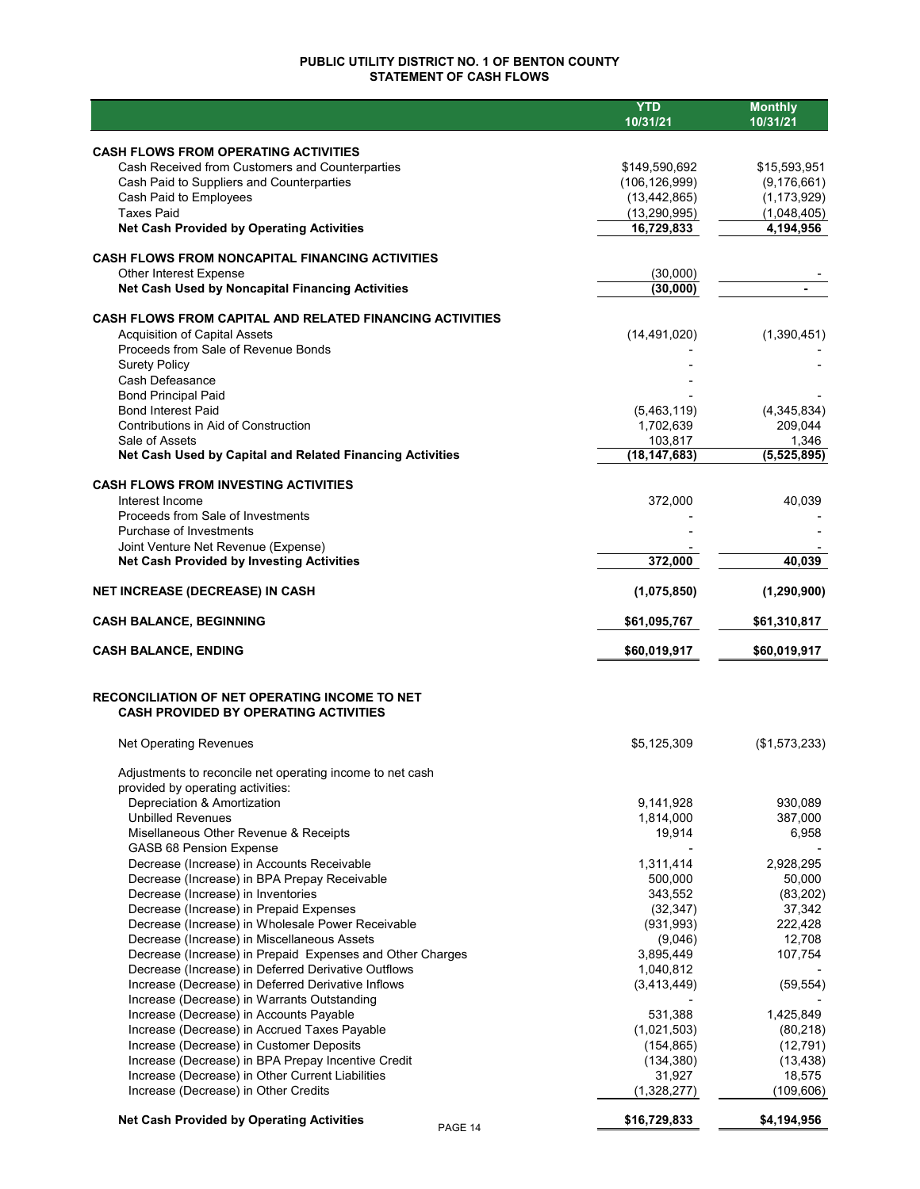# PUBLIC UTILITY DISTRICT NO. 1 OF BENTON COUNTY
## STATEMENT OF CASH FLOWS

| | YTD 10/31/21 | Monthly 10/31/21 |
|---|---|---|
| **CASH FLOWS FROM OPERATING ACTIVITIES** | | |
| Cash Received from Customers and Counterparties | $149,590,692 | $15,593,951 |
| Cash Paid to Suppliers and Counterparties | (106,126,999) | (9,176,661) |
| Cash Paid to Employees | (13,442,865) | (1,173,929) |
| Taxes Paid | (13,290,995) | (1,048,405) |
| **Net Cash Provided by Operating Activities** | **16,729,833** | **4,194,956** |
| **CASH FLOWS FROM NONCAPITAL FINANCING ACTIVITIES** | | |
| Other Interest Expense | (30,000) | - |
| **Net Cash Used by Noncapital Financing Activities** | **(30,000)** | **-** |
| **CASH FLOWS FROM CAPITAL AND RELATED FINANCING ACTIVITIES** | | |
| Acquisition of Capital Assets | (14,491,020) | (1,390,451) |
| Proceeds from Sale of Revenue Bonds | - | - |
| Surety Policy | - | - |
| Cash Defeasance | - | - |
| Bond Principal Paid | - | - |
| Bond Interest Paid | (5,463,119) | (4,345,834) |
| Contributions in Aid of Construction | 1,702,639 | 209,044 |
| Sale of Assets | 103,817 | 1,346 |
| **Net Cash Used by Capital and Related Financing Activities** | **(18,147,683)** | **(5,525,895)** |
| **CASH FLOWS FROM INVESTING ACTIVITIES** | | |
| Interest Income | 372,000 | 40,039 |
| Proceeds from Sale of Investments | - | - |
| Purchase of Investments | - | - |
| Joint Venture Net Revenue (Expense) | - | - |
| **Net Cash Provided by Investing Activities** | **372,000** | **40,039** |
| **NET INCREASE (DECREASE) IN CASH** | **(1,075,850)** | **(1,290,900)** |
| **CASH BALANCE, BEGINNING** | **$61,095,767** | **$61,310,817** |
| **CASH BALANCE, ENDING** | **$60,019,917** | **$60,019,917** |

## RECONCILIATION OF NET OPERATING INCOME TO NET CASH PROVIDED BY OPERATING ACTIVITIES

| | YTD 10/31/21 | Monthly 10/31/21 |
|---|---|---|
| Net Operating Revenues | $5,125,309 | ($1,573,233) |
| Adjustments to reconcile net operating income to net cash provided by operating activities: | | |
| Depreciation & Amortization | 9,141,928 | 930,089 |
| Unbilled Revenues | 1,814,000 | 387,000 |
| Misellaneous Other Revenue & Receipts | 19,914 | 6,958 |
| GASB 68 Pension Expense | - | - |
| Decrease (Increase) in Accounts Receivable | 1,311,414 | 2,928,295 |
| Decrease (Increase) in BPA Prepay Receivable | 500,000 | 50,000 |
| Decrease (Increase) in Inventories | 343,552 | (83,202) |
| Decrease (Increase) in Prepaid Expenses | (32,347) | 37,342 |
| Decrease (Increase) in Wholesale Power Receivable | (931,993) | 222,428 |
| Decrease (Increase) in Miscellaneous Assets | (9,046) | 12,708 |
| Decrease (Increase) in Prepaid Expenses and Other Charges | 3,895,449 | 107,754 |
| Decrease (Increase) in Deferred Derivative Outflows | 1,040,812 | - |
| Increase (Decrease) in Deferred Derivative Inflows | (3,413,449) | (59,554) |
| Increase (Decrease) in Warrants Outstanding | - | - |
| Increase (Decrease) in Accounts Payable | 531,388 | 1,425,849 |
| Increase (Decrease) in Accrued Taxes Payable | (1,021,503) | (80,218) |
| Increase (Decrease) in Customer Deposits | (154,865) | (12,791) |
| Increase (Decrease) in BPA Prepay Incentive Credit | (134,380) | (13,438) |
| Increase (Decrease) in Other Current Liabilities | 31,927 | 18,575 |
| Increase (Decrease) in Other Credits | (1,328,277) | (109,606) |
| **Net Cash Provided by Operating Activities** | **$16,729,833** | **$4,194,956** |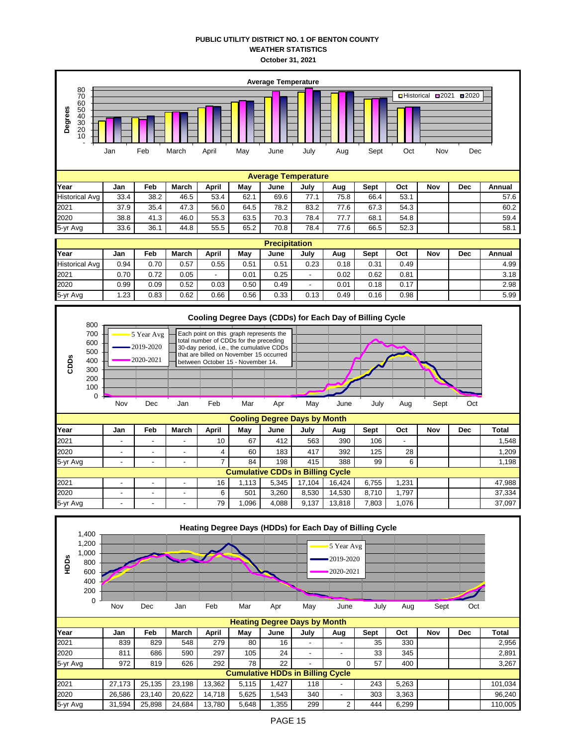# PUBLIC UTILITY DISTRICT NO. 1 OF BENTON COUNTY
## WEATHER STATISTICS
### October 31, 2021

**Average Temperature**

| Year | Jan | Feb | March | April | May | June | July | Aug | Sept | Oct | Nov | Dec | Annual |
|---|---|---|---|---|---|---|---|---|---|---|---|---|---|
| Historical Avg | 33.4 | 38.2 | 46.5 | 53.4 | 62.1 | 69.6 | 77.1 | 75.8 | 66.4 | 53.1 | | | 57.6 |
| 2021 | 37.9 | 35.4 | 47.3 | 56.0 | 64.5 | 78.2 | 83.2 | 77.6 | 67.3 | 54.3 | | | 60.2 |
| 2020 | 38.8 | 41.3 | 46.0 | 55.3 | 63.5 | 70.3 | 78.4 | 77.7 | 68.1 | 54.8 | | | 59.4 |
| 5-yr Avg | 33.6 | 36.1 | 44.8 | 55.5 | 65.2 | 70.8 | 78.4 | 77.6 | 66.5 | 52.3 | | | 58.1 |

**Precipitation**

| Year | Jan | Feb | March | April | May | June | July | Aug | Sept | Oct | Nov | Dec | Annual |
|---|---|---|---|---|---|---|---|---|---|---|---|---|---|
| Historical Avg | 0.94 | 0.70 | 0.57 | 0.55 | 0.51 | 0.51 | 0.23 | 0.18 | 0.31 | 0.49 | | | 4.99 |
| 2021 | 0.70 | 0.72 | 0.05 | - | 0.01 | 0.25 | - | 0.02 | 0.62 | 0.81 | | | 3.18 |
| 2020 | 0.99 | 0.09 | 0.52 | 0.03 | 0.50 | 0.49 | - | 0.01 | 0.18 | 0.17 | | | 2.98 |
| 5-yr Avg | 1.23 | 0.83 | 0.62 | 0.66 | 0.56 | 0.33 | 0.13 | 0.49 | 0.16 | 0.98 | | | 5.99 |

**Cooling Degree Days (CDDs) for Each Day of Billing Cycle**

Each point on this graph represents the total number of CDDs for the preceding 30-day period, i.e., the cumulative CDDs that are billed on November 15 occurred between October 15 - November 14.

**Cooling Degree Days by Month**

| Year | Jan | Feb | March | April | May | June | July | Aug | Sept | Oct | Nov | Dec | Total |
|---|---|---|---|---|---|---|---|---|---|---|---|---|---|
| 2021 | - | - | - | 10 | 67 | 412 | 563 | 390 | 106 | - | | | 1,548 |
| 2020 | - | - | - | 4 | 60 | 183 | 417 | 392 | 125 | 28 | | | 1,209 |
| 5-yr Avg | - | - | - | 7 | 84 | 198 | 415 | 388 | 99 | 6 | | | 1,198 |
| **Cumulative CDDs in Billing Cycle** | | | | | | | | | | | | | |
| 2021 | - | - | - | 16 | 1,113 | 5,345 | 17,104 | 16,424 | 6,755 | 1,231 | | | 47,988 |
| 2020 | - | - | - | 6 | 501 | 3,260 | 8,530 | 14,530 | 8,710 | 1,797 | | | 37,334 |
| 5-yr Avg | - | - | - | 79 | 1,096 | 4,088 | 9,137 | 13,818 | 7,803 | 1,076 | | | 37,097 |

**Heating Degree Days (HDDs) for Each Day of Billing Cycle**

**Heating Degree Days by Month**

| Year | Jan | Feb | March | April | May | June | July | Aug | Sept | Oct | Nov | Dec | Total |
|---|---|---|---|---|---|---|---|---|---|---|---|---|---|
| 2021 | 839 | 829 | 548 | 279 | 80 | 16 | - | - | 35 | 330 | | | 2,956 |
| 2020 | 811 | 686 | 590 | 297 | 105 | 24 | - | - | 33 | 345 | | | 2,891 |
| 5-yr Avg | 972 | 819 | 626 | 292 | 78 | 22 | - | 0 | 57 | 400 | | | 3,267 |
| **Cumulative HDDs in Billing Cycle** | | | | | | | | | | | | | |
| 2021 | 27,173 | 25,135 | 23,198 | 13,362 | 5,115 | 1,427 | 118 | - | 243 | 5,263 | | | 101,034 |
| 2020 | 26,586 | 23,140 | 20,622 | 14,718 | 5,625 | 1,543 | 340 | - | 303 | 3,363 | | | 96,240 |
| 5-yr Avg | 31,594 | 25,898 | 24,684 | 13,780 | 5,648 | 1,355 | 299 | 2 | 444 | 6,299 | | | 110,005 |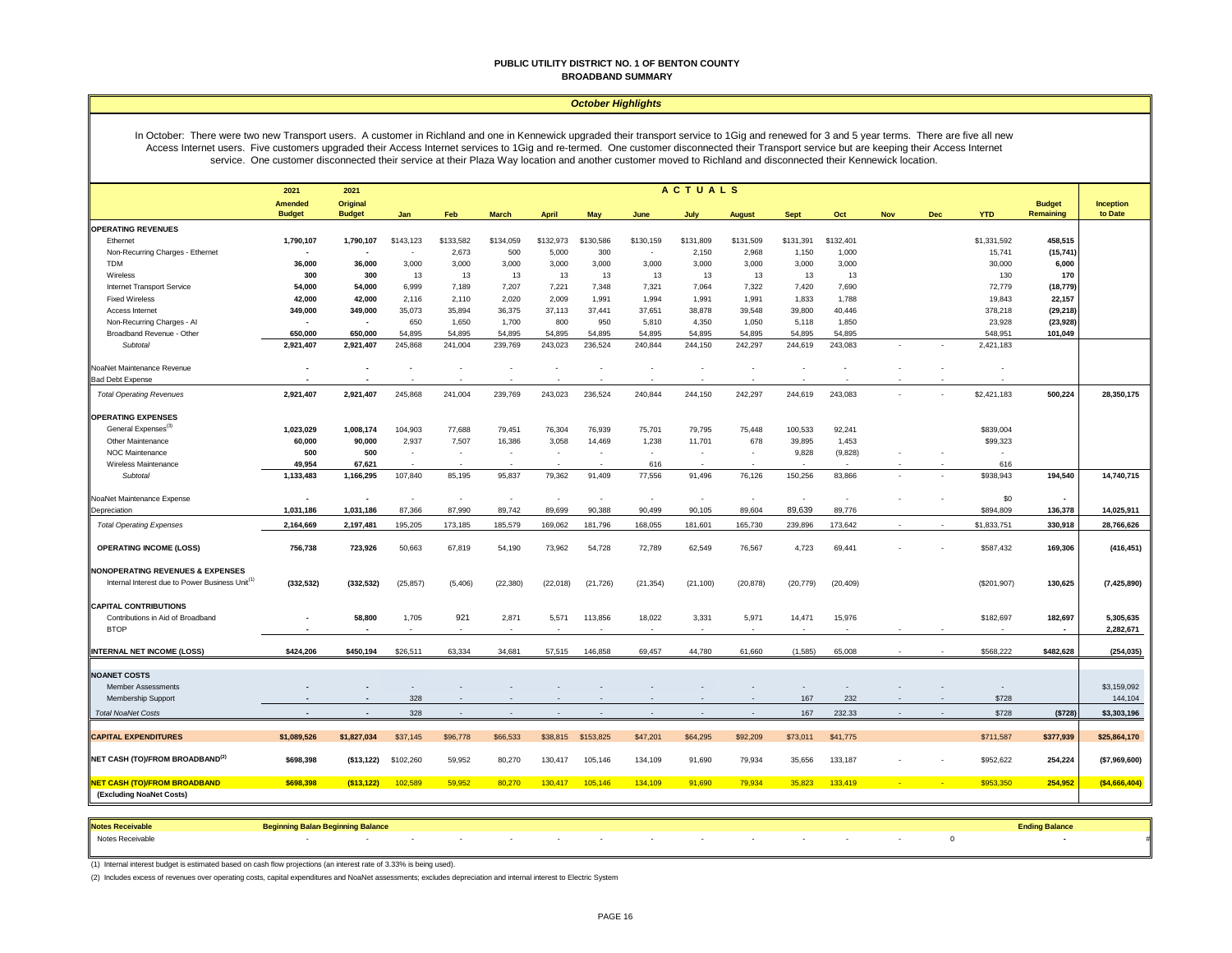# PUBLIC UTILITY DISTRICT NO. 1 OF BENTON COUNTY
## BROADBAND SUMMARY

### *October Highlights*

In October: There were two new Transport users. A customer in Richland and one in Kennewick upgraded their transport service to 1Gig and renewed for 3 and 5 year terms. There are five all new Access Internet users. Five customers upgraded their Access Internet services to 1Gig and re-termed. One customer disconnected their Transport service but are keeping their Access Internet service. One customer disconnected their service at their Plaza Way location and another customer moved to Richland and disconnected their Kennewick location.

| | 2021 Amended Budget | 2021 Original Budget | Jan | Feb | March | April | May | June | July | August | Sept | Oct | Nov | Dec | YTD | Budget Remaining | Inception to Date |
|---|---|---|---|---|---|---|---|---|---|---|---|---|---|---|---|---|---|
| | | | **ACTUALS** | | | | | | | | | | | | | | |
| **OPERATING REVENUES** | | | | | | | | | | | | | | | | | |
| Ethernet | **1,790,107** | **1,790,107** | $143,123 | $133,582 | $134,059 | $132,973 | $130,586 | $130,159 | $131,809 | $131,509 | $131,391 | $132,401 | | | $1,331,592 | **458,515** | |
| Non-Recurring Charges - Ethernet | **-** | **-** | - | 2,673 | 500 | 5,000 | 300 | - | 2,150 | 2,968 | 1,150 | 1,000 | | | 15,741 | **(15,741)** | |
| TDM | **36,000** | **36,000** | 3,000 | 3,000 | 3,000 | 3,000 | 3,000 | 3,000 | 3,000 | 3,000 | 3,000 | 3,000 | | | 30,000 | **6,000** | |
| Wireless | **300** | **300** | 13 | 13 | 13 | 13 | 13 | 13 | 13 | 13 | 13 | 13 | | | 130 | **170** | |
| Internet Transport Service | **54,000** | **54,000** | 6,999 | 7,189 | 7,207 | 7,221 | 7,348 | 7,321 | 7,064 | 7,322 | 7,420 | 7,690 | | | 72,779 | **(18,779)** | |
| Fixed Wireless | **42,000** | **42,000** | 2,116 | 2,110 | 2,020 | 2,009 | 1,991 | 1,994 | 1,991 | 1,991 | 1,833 | 1,788 | | | 19,843 | **22,157** | |
| Access Internet | **349,000** | **349,000** | 35,073 | 35,894 | 36,375 | 37,113 | 37,441 | 37,651 | 38,878 | 39,548 | 39,800 | 40,446 | | | 378,218 | **(29,218)** | |
| Non-Recurring Charges - AI | **-** | **-** | 650 | 1,650 | 1,700 | 800 | 950 | 5,810 | 4,350 | 1,050 | 5,118 | 1,850 | | | 23,928 | **(23,928)** | |
| Broadband Revenue - Other | **650,000** | **650,000** | 54,895 | 54,895 | 54,895 | 54,895 | 54,895 | 54,895 | 54,895 | 54,895 | 54,895 | 54,895 | | | 548,951 | **101,049** | |
| *Subtotal* | **2,921,407** | **2,921,407** | 245,868 | 241,004 | 239,769 | 243,023 | 236,524 | 240,844 | 244,150 | 242,297 | 244,619 | 243,083 | - | - | 2,421,183 | | |
| NoaNet Maintenance Revenue | **-** | **-** | - | - | - | - | - | - | - | - | - | - | - | - | - | | |
| Bad Debt Expense | **-** | **-** | - | - | - | - | - | - | - | - | - | - | - | - | - | | |
| *Total Operating Revenues* | **2,921,407** | **2,921,407** | 245,868 | 241,004 | 239,769 | 243,023 | 236,524 | 240,844 | 244,150 | 242,297 | 244,619 | 243,083 | - | - | $2,421,183 | **500,224** | **28,350,175** |
| **OPERATING EXPENSES** | | | | | | | | | | | | | | | | | |
| General Expenses[3] | **1,023,029** | **1,008,174** | 104,903 | 77,688 | 79,451 | 76,304 | 76,939 | 75,701 | 79,795 | 75,448 | 100,533 | 92,241 | | | $839,004 | | |
| Other Maintenance | **60,000** | **90,000** | 2,937 | 7,507 | 16,386 | 3,058 | 14,469 | 1,238 | 11,701 | 678 | 39,895 | 1,453 | | | $99,323 | | |
| NOC Maintenance | **500** | **500** | - | - | - | - | - | - | - | - | 9,828 | (9,828) | - | - | - | | |
| Wireless Maintenance | **49,954** | **67,621** | - | - | - | - | - | 616 | - | - | - | - | - | - | 616 | | |
| *Subtotal* | **1,133,483** | **1,166,295** | 107,840 | 85,195 | 95,837 | 79,362 | 91,409 | 77,556 | 91,496 | 76,126 | 150,256 | 83,866 | - | - | $938,943 | **194,540** | **14,740,715** |
| NoaNet Maintenance Expense | **-** | **-** | - | - | - | - | - | - | - | - | - | - | - | - | $0 | **-** | |
| Depreciation | **1,031,186** | **1,031,186** | 87,366 | 87,990 | 89,742 | 89,699 | 90,388 | 90,499 | 90,105 | 89,604 | 89,639 | 89,776 | | | $894,809 | **136,378** | **14,025,911** |
| *Total Operating Expenses* | **2,164,669** | **2,197,481** | 195,205 | 173,185 | 185,579 | 169,062 | 181,796 | 168,055 | 181,601 | 165,730 | 239,896 | 173,642 | - | - | $1,833,751 | **330,918** | **28,766,626** |
| **OPERATING INCOME (LOSS)** | **756,738** | **723,926** | 50,663 | 67,819 | 54,190 | 73,962 | 54,728 | 72,789 | 62,549 | 76,567 | 4,723 | 69,441 | - | - | $587,432 | **169,306** | **(416,451)** |
| **NONOPERATING REVENUES & EXPENSES** | | | | | | | | | | | | | | | | | |
| Internal Interest due to Power Business Unit[1] | **(332,532)** | **(332,532)** | (25,857) | (5,406) | (22,380) | (22,018) | (21,726) | (21,354) | (21,100) | (20,878) | (20,779) | (20,409) | | | ($201,907) | **130,625** | **(7,425,890)** |
| **CAPITAL CONTRIBUTIONS** | | | | | | | | | | | | | | | | | |
| Contributions in Aid of Broadband | **-** | **58,800** | 1,705 | 921 | 2,871 | 5,571 | 113,856 | 18,022 | 3,331 | 5,971 | 14,471 | 15,976 | | | $182,697 | **182,697** | **5,305,635** |
| BTOP | **-** | **-** | - | - | - | - | - | - | - | - | - | - | - | - | - | **-** | **2,282,671** |
| **INTERNAL NET INCOME (LOSS)** | **$424,206** | **$450,194** | $26,511 | 63,334 | 34,681 | 57,515 | 146,858 | 69,457 | 44,780 | 61,660 | (1,585) | 65,008 | - | - | $568,222 | **$482,628** | **(254,035)** |
| **NOANET COSTS** | | | | | | | | | | | | | | | | | |
| Member Assessments | **-** | **-** | - | - | - | - | - | - | - | - | - | - | - | - | - | | $3,159,092 |
| Membership Support | **-** | **-** | 328 | - | - | - | - | - | - | - | 167 | 232 | - | - | $728 | | 144,104 |
| *Total NoaNet Costs* | **-** | **-** | 328 | - | - | - | - | - | - | - | 167 | 232.33 | - | - | $728 | **($728)** | **$3,303,196** |
| **CAPITAL EXPENDITURES** | **$1,089,526** | **$1,827,034** | $37,145 | $96,778 | $66,533 | $38,815 | $153,825 | $47,201 | $64,295 | $92,209 | $73,011 | $41,775 | | | $711,587 | **$377,939** | **$25,864,170** |
| **NET CASH (TO)/FROM BROADBAND[2]** | **$698,398** | **($13,122)** | $102,260 | 59,952 | 80,270 | 130,417 | 105,146 | 134,109 | 91,690 | 79,934 | 35,656 | 133,187 | - | - | $952,622 | **254,224** | **($7,969,600)** |
| **NET CASH (TO)/FROM BROADBAND (Excluding NoaNet Costs)** | **$698,398** | **($13,122)** | 102,589 | 59,952 | 80,270 | 130,417 | 105,146 | 134,109 | 91,690 | 79,934 | 35,823 | 133,419 | - | - | $953,350 | **254,952** | **($4,666,404)** |

| Notes Receivable | Beginning Balance | Beginning Balance | | | | | | | | | | | | | | Ending Balance | |
|---|---|---|---|---|---|---|---|---|---|---|---|---|---|---|---|---|---|
| Notes Receivable | - | - | - | - | - | - | - | - | - | - | - | - | - | 0 | | - | # |

(1) Internal interest budget is estimated based on cash flow projections (an interest rate of 3.33% is being used).

(2) Includes excess of revenues over operating costs, capital expenditures and NoaNet assessments; excludes depreciation and internal interest to Electric System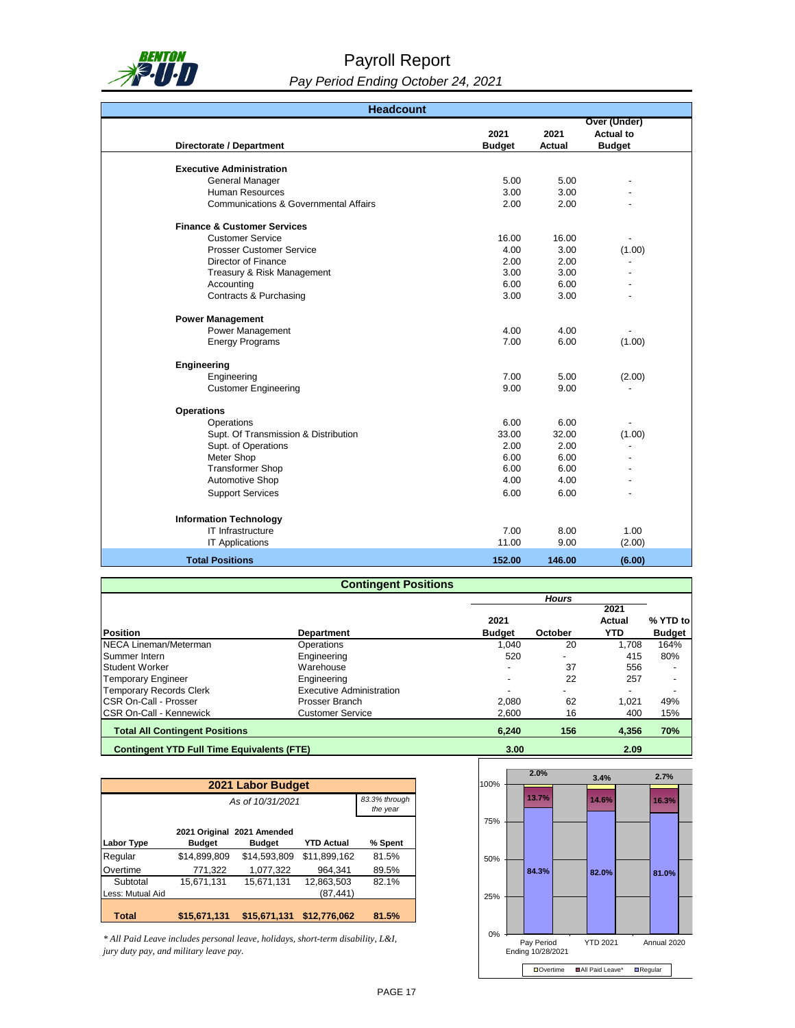BENTON P·U·D

# Payroll Report

*Pay Period Ending October 24, 2021*

## Headcount

| Directorate / Department | 2021 Budget | 2021 Actual | Over (Under) Actual to Budget |
|---|---|---|---|
| **Executive Administration** | | | |
| General Manager | 5.00 | 5.00 | - |
| Human Resources | 3.00 | 3.00 | - |
| Communications & Governmental Affairs | 2.00 | 2.00 | - |
| **Finance & Customer Services** | | | |
| Customer Service | 16.00 | 16.00 | - |
| Prosser Customer Service | 4.00 | 3.00 | (1.00) |
| Director of Finance | 2.00 | 2.00 | - |
| Treasury & Risk Management | 3.00 | 3.00 | - |
| Accounting | 6.00 | 6.00 | - |
| Contracts & Purchasing | 3.00 | 3.00 | - |
| **Power Management** | | | |
| Power Management | 4.00 | 4.00 | - |
| Energy Programs | 7.00 | 6.00 | (1.00) |
| **Engineering** | | | |
| Engineering | 7.00 | 5.00 | (2.00) |
| Customer Engineering | 9.00 | 9.00 | - |
| **Operations** | | | |
| Operations | 6.00 | 6.00 | - |
| Supt. Of Transmission & Distribution | 33.00 | 32.00 | (1.00) |
| Supt. of Operations | 2.00 | 2.00 | - |
| Meter Shop | 6.00 | 6.00 | - |
| Transformer Shop | 6.00 | 6.00 | - |
| Automotive Shop | 4.00 | 4.00 | - |
| Support Services | 6.00 | 6.00 | - |
| **Information Technology** | | | |
| IT Infrastructure | 7.00 | 8.00 | 1.00 |
| IT Applications | 11.00 | 9.00 | (2.00) |
| **Total Positions** | **152.00** | **146.00** | **(6.00)** |

## Contingent Positions

| Position | Department | Hours: 2021 Budget | Hours: October | Hours: 2021 Actual YTD | % YTD to Budget |
|---|---|---|---|---|---|
| NECA Lineman/Meterman | Operations | 1,040 | 20 | 1,708 | 164% |
| Summer Intern | Engineering | 520 | - | 415 | 80% |
| Student Worker | Warehouse | - | 37 | 556 | - |
| Temporary Engineer | Engineering | - | 22 | 257 | - |
| Temporary Records Clerk | Executive Administration | - | - | - | - |
| CSR On-Call - Prosser | Prosser Branch | 2,080 | 62 | 1,021 | 49% |
| CSR On-Call - Kennewick | Customer Service | 2,600 | 16 | 400 | 15% |
| **Total All Contingent Positions** | | **6,240** | **156** | **4,356** | **70%** |
| **Contingent YTD Full Time Equivalents (FTE)** | | **3.00** | | **2.09** | |

## 2021 Labor Budget

*As of 10/31/2021* — *83.3% through the year*

| Labor Type | 2021 Original Budget | 2021 Amended Budget | YTD Actual | % Spent |
|---|---|---|---|---|
| Regular | $14,899,809 | $14,593,809 | $11,899,162 | 81.5% |
| Overtime | 771,322 | 1,077,322 | 964,341 | 89.5% |
| Subtotal | 15,671,131 | 15,671,131 | 12,863,503 | 82.1% |
| Less: Mutual Aid | | | (87,441) | |
| **Total** | **$15,671,131** | **$15,671,131** | **$12,776,062** | **81.5%** |

*\* All Paid Leave includes personal leave, holidays, short-term disability, L&I, jury duty pay, and military leave pay.*

100%
75%
50%
25%
0%
Pay Period Ending 10/28/2021: 2.0% / 13.7% / 84.3%
YTD 2021: 3.4% / 14.6% / 82.0%
Annual 2020: 2.7% / 16.3% / 81.0%
Overtime | All Paid Leave* | Regular